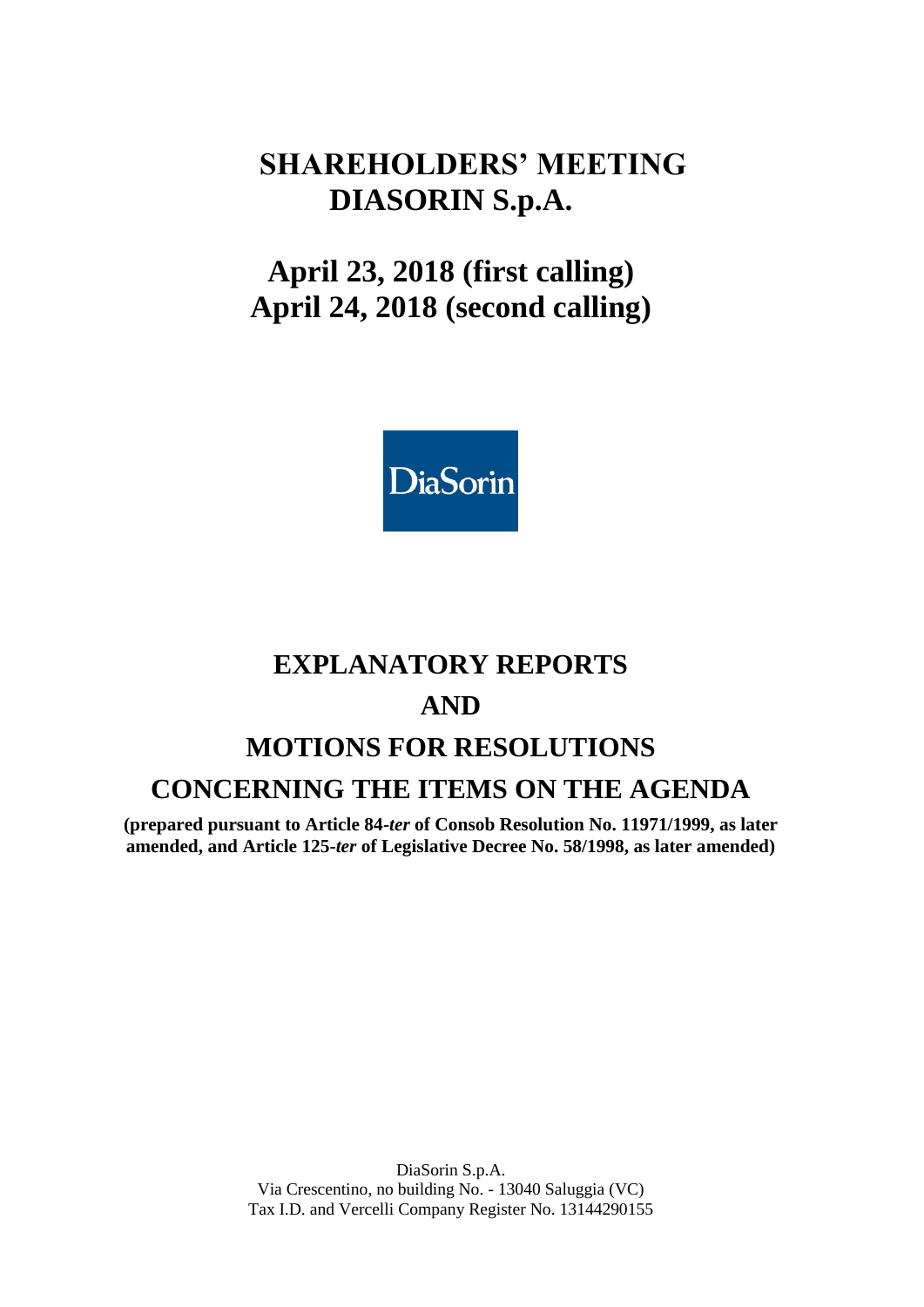# SHAREHOLDERS' MEETING
# DIASORIN S.p.A.

## April 23, 2018 (first calling)
## April 24, 2018 (second calling)

DiaSorin

# EXPLANATORY REPORTS
# AND
# MOTIONS FOR RESOLUTIONS
# CONCERNING THE ITEMS ON THE AGENDA

**(prepared pursuant to Article 84-*ter* of Consob Resolution No. 11971/1999, as later amended, and Article 125-*ter* of Legislative Decree No. 58/1998, as later amended)**

DiaSorin S.p.A.
Via Crescentino, no building No. - 13040 Saluggia (VC)
Tax I.D. and Vercelli Company Register No. 13144290155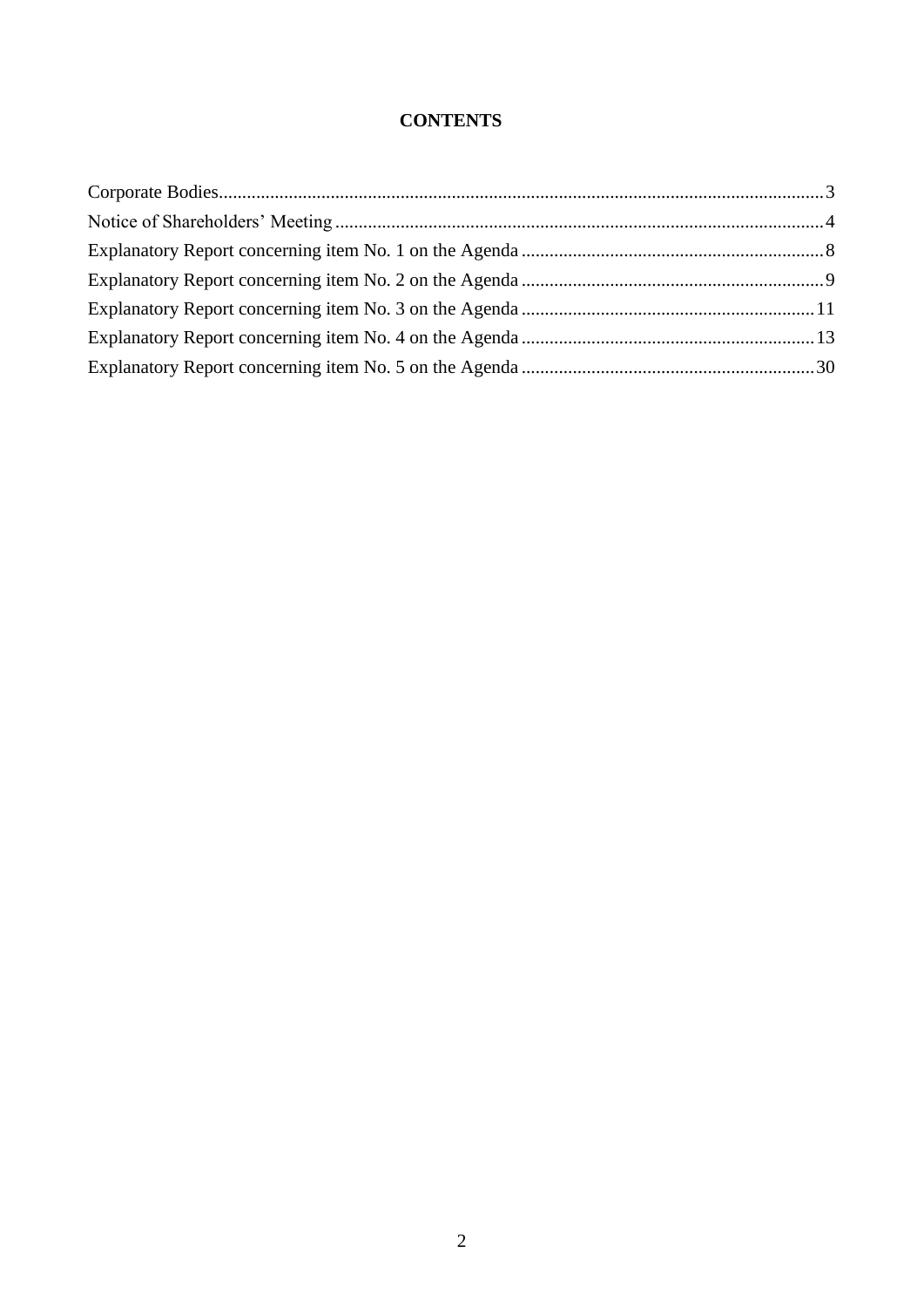# CONTENTS

Corporate Bodies .......... 3

Notice of Shareholders' Meeting .......... 4

Explanatory Report concerning item No. 1 on the Agenda .......... 8

Explanatory Report concerning item No. 2 on the Agenda .......... 9

Explanatory Report concerning item No. 3 on the Agenda .......... 11

Explanatory Report concerning item No. 4 on the Agenda .......... 13

Explanatory Report concerning item No. 5 on the Agenda .......... 30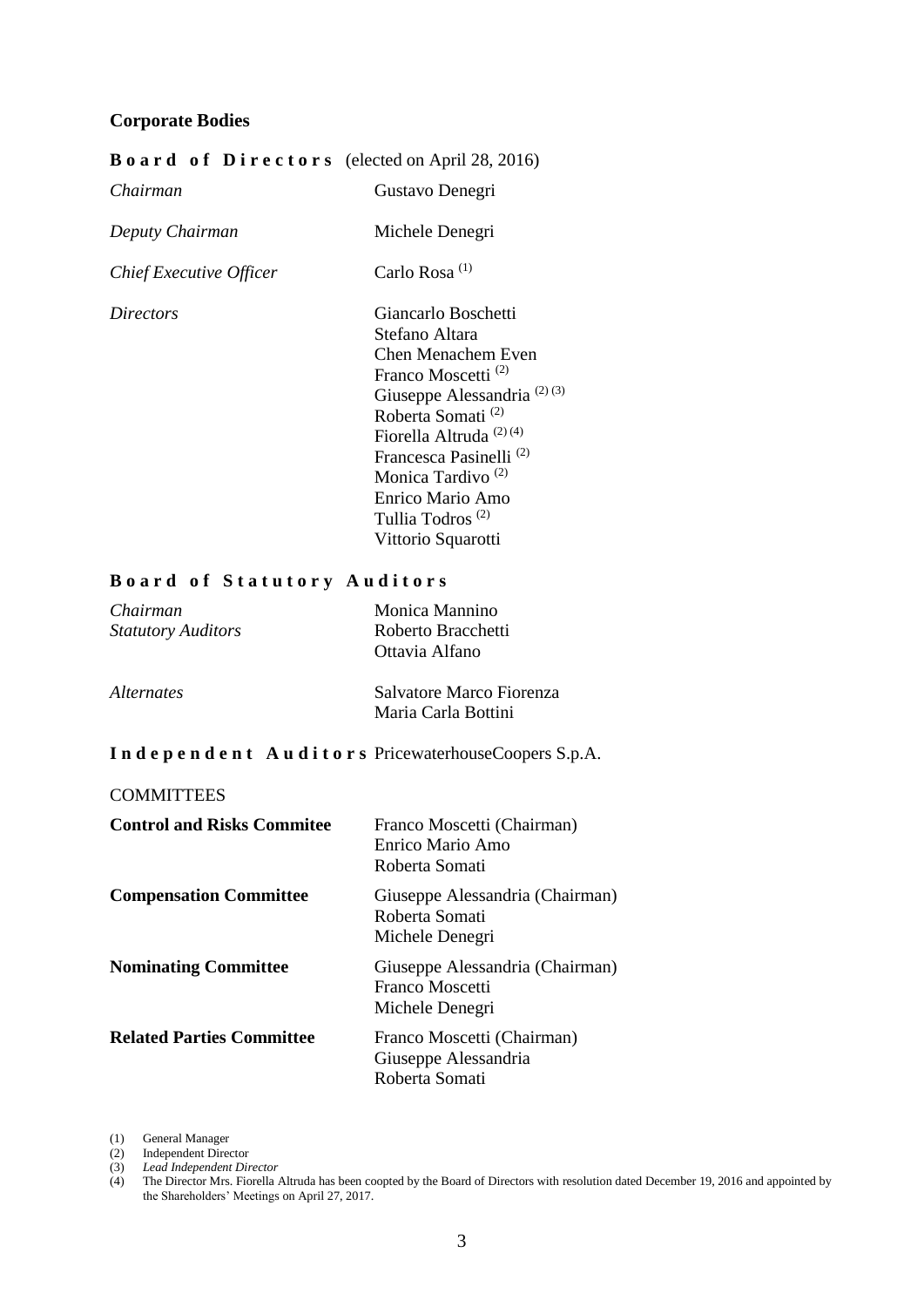## Corporate Bodies

**Board of Directors** (elected on April 28, 2016)

| | |
|---|---|
| *Chairman* | Gustavo Denegri |
| *Deputy Chairman* | Michele Denegri |
| *Chief Executive Officer* | Carlo Rosa [1] |
| *Directors* | Giancarlo Boschetti<br>Stefano Altara<br>Chen Menachem Even<br>Franco Moscetti [2]<br>Giuseppe Alessandria [2] [3]<br>Roberta Somati [2]<br>Fiorella Altruda [2] [4]<br>Francesca Pasinelli [2]<br>Monica Tardivo [2]<br>Enrico Mario Amo<br>Tullia Todros [2]<br>Vittorio Squarotti |

**Board of Statutory Auditors**

| | |
|---|---|
| *Chairman* | Monica Mannino |
| *Statutory Auditors* | Roberto Bracchetti<br>Ottavia Alfano |
| *Alternates* | Salvatore Marco Fiorenza<br>Maria Carla Bottini |

**Independent Auditors** PricewaterhouseCoopers S.p.A.

COMMITTEES

| | |
|---|---|
| **Control and Risks Commitee** | Franco Moscetti (Chairman)<br>Enrico Mario Amo<br>Roberta Somati |
| **Compensation Committee** | Giuseppe Alessandria (Chairman)<br>Roberta Somati<br>Michele Denegri |
| **Nominating Committee** | Giuseppe Alessandria (Chairman)<br>Franco Moscetti<br>Michele Denegri |
| **Related Parties Committee** | Franco Moscetti (Chairman)<br>Giuseppe Alessandria<br>Roberta Somati |

(1) General Manager
(2) Independent Director
(3) *Lead Independent Director*
(4) The Director Mrs. Fiorella Altruda has been coopted by the Board of Directors with resolution dated December 19, 2016 and appointed by the Shareholders' Meetings on April 27, 2017.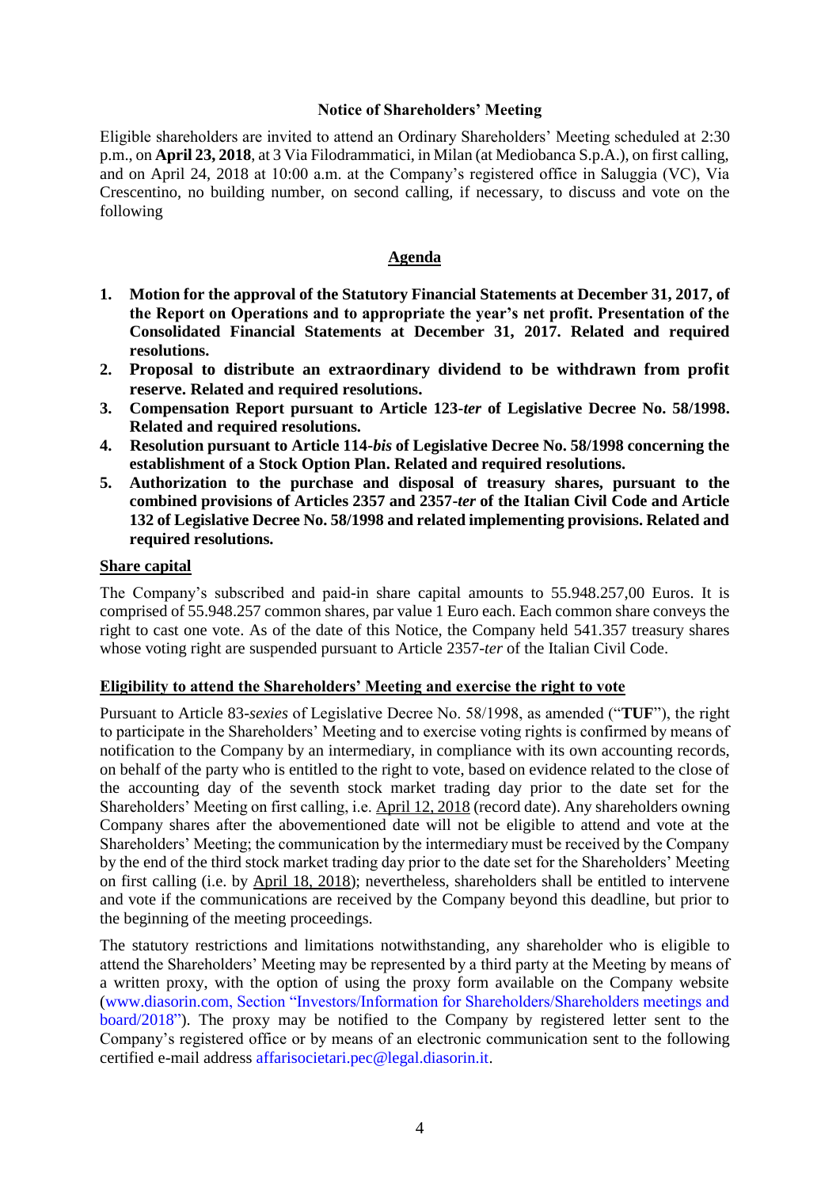## Notice of Shareholders' Meeting

Eligible shareholders are invited to attend an Ordinary Shareholders' Meeting scheduled at 2:30 p.m., on **April 23, 2018**, at 3 Via Filodrammatici, in Milan (at Mediobanca S.p.A.), on first calling, and on April 24, 2018 at 10:00 a.m. at the Company's registered office in Saluggia (VC), Via Crescentino, no building number, on second calling, if necessary, to discuss and vote on the following

## Agenda

1. **Motion for the approval of the Statutory Financial Statements at December 31, 2017, of the Report on Operations and to appropriate the year's net profit. Presentation of the Consolidated Financial Statements at December 31, 2017. Related and required resolutions.**
2. **Proposal to distribute an extraordinary dividend to be withdrawn from profit reserve. Related and required resolutions.**
3. **Compensation Report pursuant to Article 123-*ter* of Legislative Decree No. 58/1998. Related and required resolutions.**
4. **Resolution pursuant to Article 114-*bis* of Legislative Decree No. 58/1998 concerning the establishment of a Stock Option Plan. Related and required resolutions.**
5. **Authorization to the purchase and disposal of treasury shares, pursuant to the combined provisions of Articles 2357 and 2357-*ter* of the Italian Civil Code and Article 132 of Legislative Decree No. 58/1998 and related implementing provisions. Related and required resolutions.**

### Share capital

The Company's subscribed and paid-in share capital amounts to 55.948.257,00 Euros. It is comprised of 55.948.257 common shares, par value 1 Euro each. Each common share conveys the right to cast one vote. As of the date of this Notice, the Company held 541.357 treasury shares whose voting right are suspended pursuant to Article 2357-*ter* of the Italian Civil Code.

### Eligibility to attend the Shareholders' Meeting and exercise the right to vote

Pursuant to Article 83-*sexies* of Legislative Decree No. 58/1998, as amended ("**TUF**"), the right to participate in the Shareholders' Meeting and to exercise voting rights is confirmed by means of notification to the Company by an intermediary, in compliance with its own accounting records, on behalf of the party who is entitled to the right to vote, based on evidence related to the close of the accounting day of the seventh stock market trading day prior to the date set for the Shareholders' Meeting on first calling, i.e. April 12, 2018 (record date). Any shareholders owning Company shares after the abovementioned date will not be eligible to attend and vote at the Shareholders' Meeting; the communication by the intermediary must be received by the Company by the end of the third stock market trading day prior to the date set for the Shareholders' Meeting on first calling (i.e. by April 18, 2018); nevertheless, shareholders shall be entitled to intervene and vote if the communications are received by the Company beyond this deadline, but prior to the beginning of the meeting proceedings.

The statutory restrictions and limitations notwithstanding, any shareholder who is eligible to attend the Shareholders' Meeting may be represented by a third party at the Meeting by means of a written proxy, with the option of using the proxy form available on the Company website (www.diasorin.com, Section "Investors/Information for Shareholders/Shareholders meetings and board/2018"). The proxy may be notified to the Company by registered letter sent to the Company's registered office or by means of an electronic communication sent to the following certified e-mail address affarisocietari.pec@legal.diasorin.it.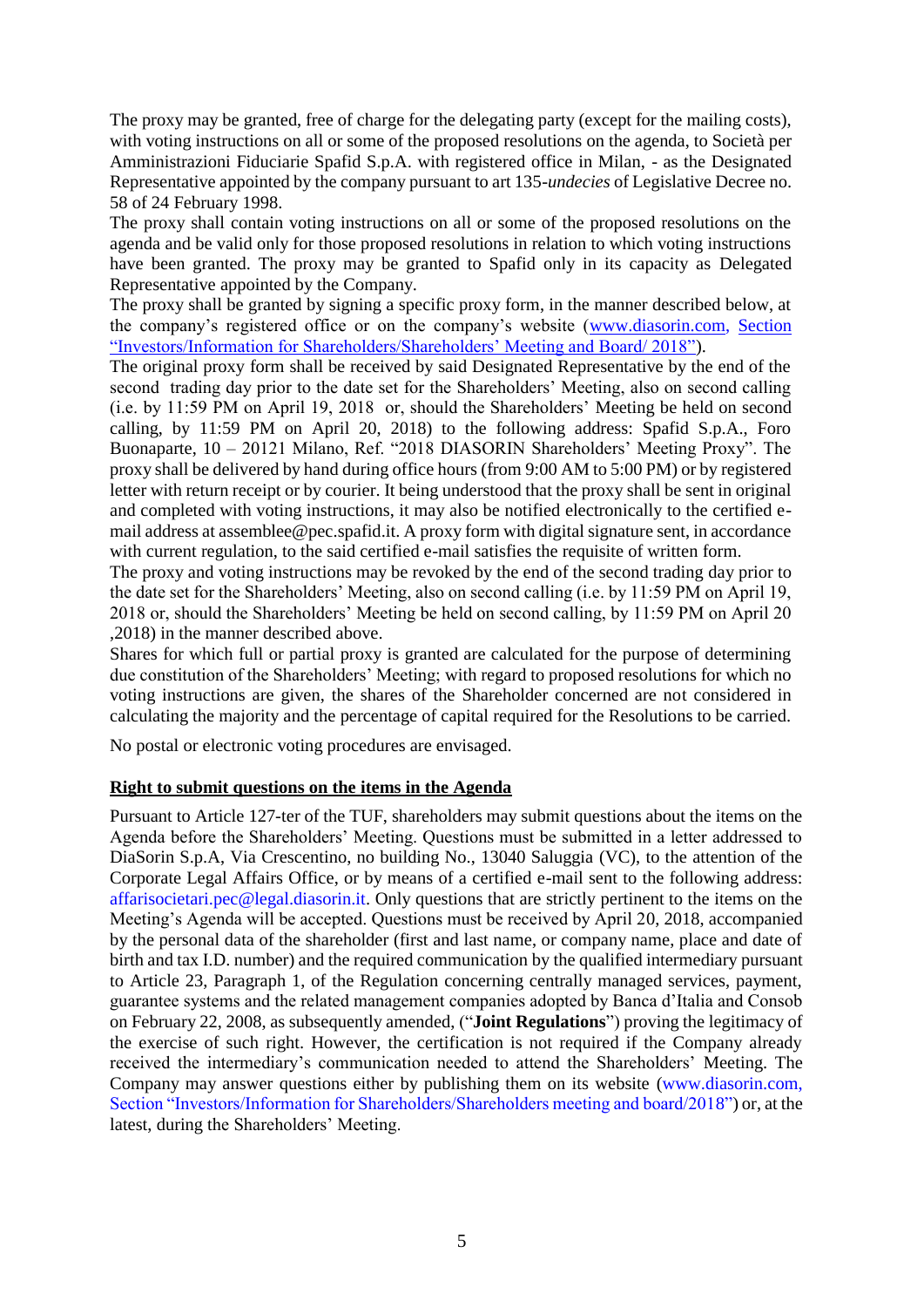The proxy may be granted, free of charge for the delegating party (except for the mailing costs), with voting instructions on all or some of the proposed resolutions on the agenda, to Società per Amministrazioni Fiduciarie Spafid S.p.A. with registered office in Milan, - as the Designated Representative appointed by the company pursuant to art 135-*undecies* of Legislative Decree no. 58 of 24 February 1998.

The proxy shall contain voting instructions on all or some of the proposed resolutions on the agenda and be valid only for those proposed resolutions in relation to which voting instructions have been granted. The proxy may be granted to Spafid only in its capacity as Delegated Representative appointed by the Company.

The proxy shall be granted by signing a specific proxy form, in the manner described below, at the company's registered office or on the company's website (www.diasorin.com, Section "Investors/Information for Shareholders/Shareholders' Meeting and Board/ 2018").

The original proxy form shall be received by said Designated Representative by the end of the second trading day prior to the date set for the Shareholders' Meeting, also on second calling (i.e. by 11:59 PM on April 19, 2018 or, should the Shareholders' Meeting be held on second calling, by 11:59 PM on April 20, 2018) to the following address: Spafid S.p.A., Foro Buonaparte, 10 – 20121 Milano, Ref. "2018 DIASORIN Shareholders' Meeting Proxy". The proxy shall be delivered by hand during office hours (from 9:00 AM to 5:00 PM) or by registered letter with return receipt or by courier. It being understood that the proxy shall be sent in original and completed with voting instructions, it may also be notified electronically to the certified e-mail address at assemblee@pec.spafid.it. A proxy form with digital signature sent, in accordance with current regulation, to the said certified e-mail satisfies the requisite of written form.

The proxy and voting instructions may be revoked by the end of the second trading day prior to the date set for the Shareholders' Meeting, also on second calling (i.e. by 11:59 PM on April 19, 2018 or, should the Shareholders' Meeting be held on second calling, by 11:59 PM on April 20 ,2018) in the manner described above.

Shares for which full or partial proxy is granted are calculated for the purpose of determining due constitution of the Shareholders' Meeting; with regard to proposed resolutions for which no voting instructions are given, the shares of the Shareholder concerned are not considered in calculating the majority and the percentage of capital required for the Resolutions to be carried.

No postal or electronic voting procedures are envisaged.

**Right to submit questions on the items in the Agenda**

Pursuant to Article 127-ter of the TUF, shareholders may submit questions about the items on the Agenda before the Shareholders' Meeting. Questions must be submitted in a letter addressed to DiaSorin S.p.A, Via Crescentino, no building No., 13040 Saluggia (VC), to the attention of the Corporate Legal Affairs Office, or by means of a certified e-mail sent to the following address: affarisocietari.pec@legal.diasorin.it. Only questions that are strictly pertinent to the items on the Meeting's Agenda will be accepted. Questions must be received by April 20, 2018, accompanied by the personal data of the shareholder (first and last name, or company name, place and date of birth and tax I.D. number) and the required communication by the qualified intermediary pursuant to Article 23, Paragraph 1, of the Regulation concerning centrally managed services, payment, guarantee systems and the related management companies adopted by Banca d'Italia and Consob on February 22, 2008, as subsequently amended, ("**Joint Regulations**") proving the legitimacy of the exercise of such right. However, the certification is not required if the Company already received the intermediary's communication needed to attend the Shareholders' Meeting. The Company may answer questions either by publishing them on its website (www.diasorin.com, Section "Investors/Information for Shareholders/Shareholders meeting and board/2018") or, at the latest, during the Shareholders' Meeting.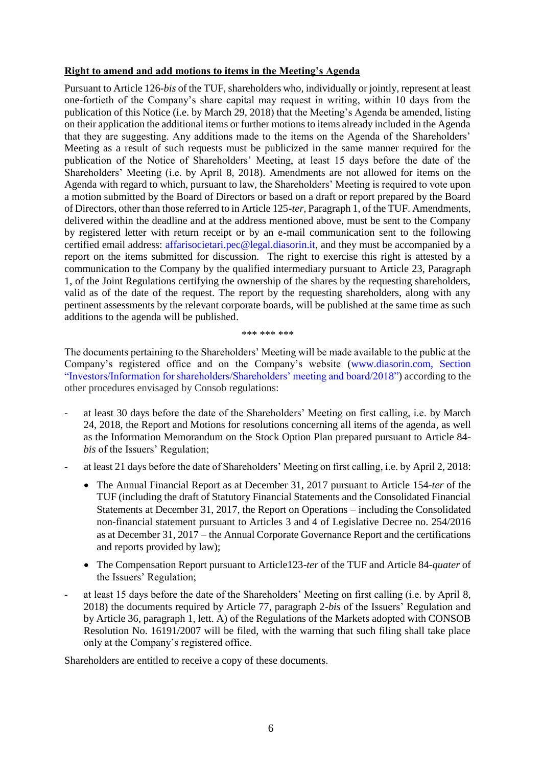**Right to amend and add motions to items in the Meeting's Agenda**

Pursuant to Article 126-*bis* of the TUF, shareholders who, individually or jointly, represent at least one-fortieth of the Company's share capital may request in writing, within 10 days from the publication of this Notice (i.e. by March 29, 2018) that the Meeting's Agenda be amended, listing on their application the additional items or further motions to items already included in the Agenda that they are suggesting. Any additions made to the items on the Agenda of the Shareholders' Meeting as a result of such requests must be publicized in the same manner required for the publication of the Notice of Shareholders' Meeting, at least 15 days before the date of the Shareholders' Meeting (i.e. by April 8, 2018). Amendments are not allowed for items on the Agenda with regard to which, pursuant to law, the Shareholders' Meeting is required to vote upon a motion submitted by the Board of Directors or based on a draft or report prepared by the Board of Directors, other than those referred to in Article 125-*ter*, Paragraph 1, of the TUF. Amendments, delivered within the deadline and at the address mentioned above, must be sent to the Company by registered letter with return receipt or by an e-mail communication sent to the following certified email address: affarisocietari.pec@legal.diasorin.it, and they must be accompanied by a report on the items submitted for discussion. The right to exercise this right is attested by a communication to the Company by the qualified intermediary pursuant to Article 23, Paragraph 1, of the Joint Regulations certifying the ownership of the shares by the requesting shareholders, valid as of the date of the request. The report by the requesting shareholders, along with any pertinent assessments by the relevant corporate boards, will be published at the same time as such additions to the agenda will be published.

\*\*\* \*\*\* \*\*\*

The documents pertaining to the Shareholders' Meeting will be made available to the public at the Company's registered office and on the Company's website (www.diasorin.com, Section "Investors/Information for shareholders/Shareholders' meeting and board/2018") according to the other procedures envisaged by Consob regulations:

- at least 30 days before the date of the Shareholders' Meeting on first calling, i.e. by March 24, 2018, the Report and Motions for resolutions concerning all items of the agenda, as well as the Information Memorandum on the Stock Option Plan prepared pursuant to Article 84-*bis* of the Issuers' Regulation;
- at least 21 days before the date of Shareholders' Meeting on first calling, i.e. by April 2, 2018:
  - The Annual Financial Report as at December 31, 2017 pursuant to Article 154-*ter* of the TUF (including the draft of Statutory Financial Statements and the Consolidated Financial Statements at December 31, 2017, the Report on Operations – including the Consolidated non-financial statement pursuant to Articles 3 and 4 of Legislative Decree no. 254/2016 as at December 31, 2017 – the Annual Corporate Governance Report and the certifications and reports provided by law);
  - The Compensation Report pursuant to Article123-*ter* of the TUF and Article 84-*quater* of the Issuers' Regulation;
- at least 15 days before the date of the Shareholders' Meeting on first calling (i.e. by April 8, 2018) the documents required by Article 77, paragraph 2-*bis* of the Issuers' Regulation and by Article 36, paragraph 1, lett. A) of the Regulations of the Markets adopted with CONSOB Resolution No. 16191/2007 will be filed, with the warning that such filing shall take place only at the Company's registered office.

Shareholders are entitled to receive a copy of these documents.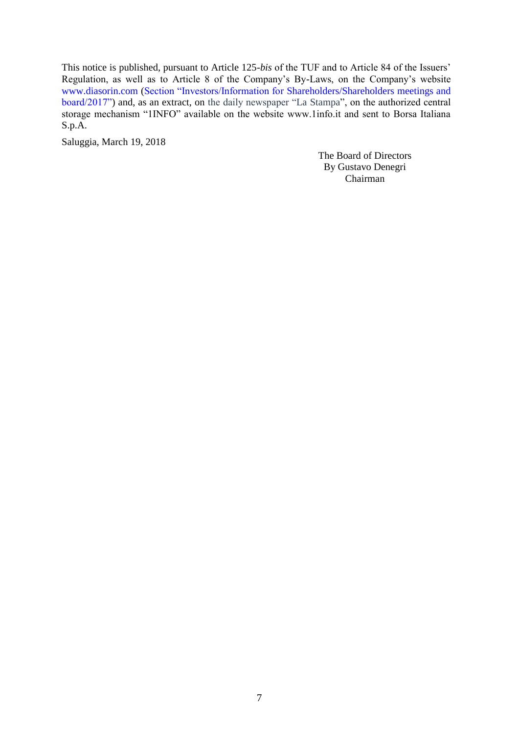This notice is published, pursuant to Article 125-*bis* of the TUF and to Article 84 of the Issuers' Regulation, as well as to Article 8 of the Company's By-Laws, on the Company's website www.diasorin.com (Section "Investors/Information for Shareholders/Shareholders meetings and board/2017") and, as an extract, on the daily newspaper "La Stampa", on the authorized central storage mechanism "1INFO" available on the website www.1info.it and sent to Borsa Italiana S.p.A.

Saluggia, March 19, 2018

The Board of Directors
By Gustavo Denegri
Chairman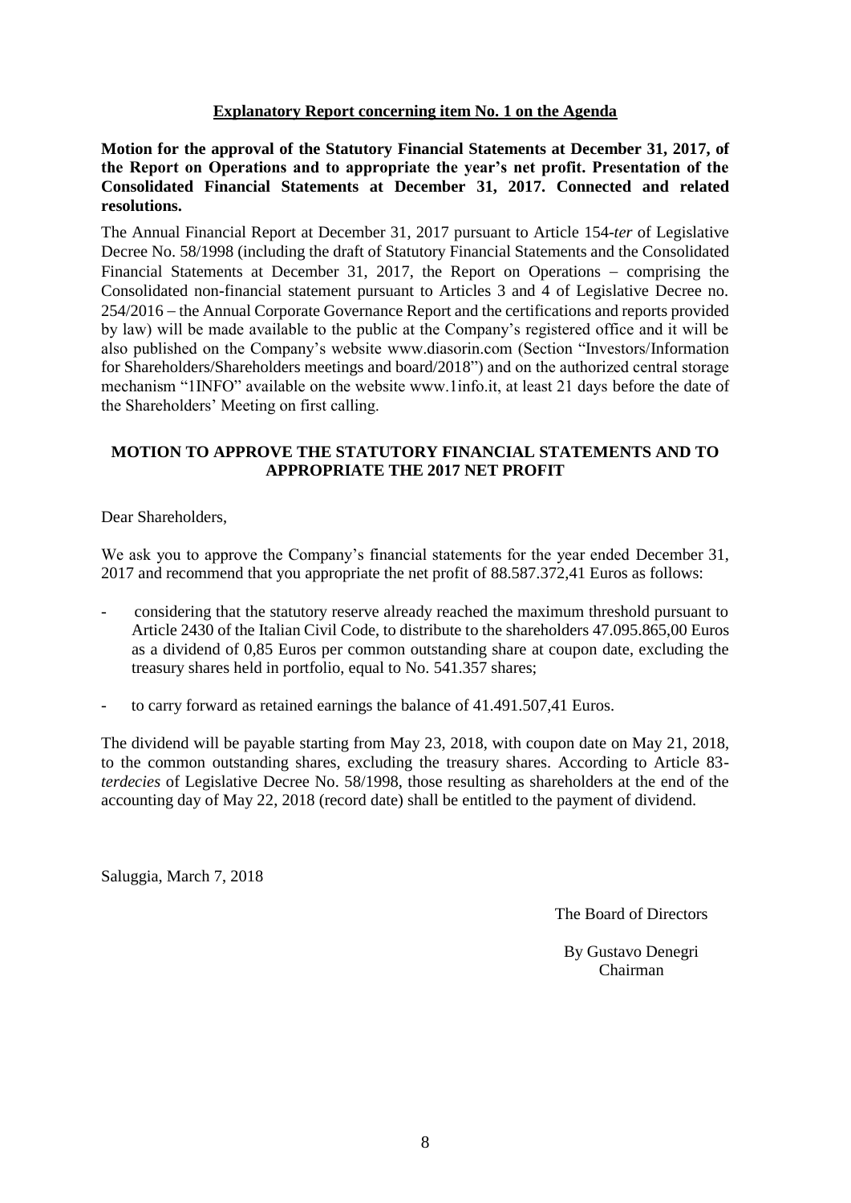**Explanatory Report concerning item No. 1 on the Agenda**

**Motion for the approval of the Statutory Financial Statements at December 31, 2017, of the Report on Operations and to appropriate the year's net profit. Presentation of the Consolidated Financial Statements at December 31, 2017. Connected and related resolutions.**

The Annual Financial Report at December 31, 2017 pursuant to Article 154-*ter* of Legislative Decree No. 58/1998 (including the draft of Statutory Financial Statements and the Consolidated Financial Statements at December 31, 2017, the Report on Operations – comprising the Consolidated non-financial statement pursuant to Articles 3 and 4 of Legislative Decree no. 254/2016 – the Annual Corporate Governance Report and the certifications and reports provided by law) will be made available to the public at the Company's registered office and it will be also published on the Company's website www.diasorin.com (Section "Investors/Information for Shareholders/Shareholders meetings and board/2018") and on the authorized central storage mechanism "1INFO" available on the website www.1info.it, at least 21 days before the date of the Shareholders' Meeting on first calling.

**MOTION TO APPROVE THE STATUTORY FINANCIAL STATEMENTS AND TO APPROPRIATE THE 2017 NET PROFIT**

Dear Shareholders,

We ask you to approve the Company's financial statements for the year ended December 31, 2017 and recommend that you appropriate the net profit of 88.587.372,41 Euros as follows:

- considering that the statutory reserve already reached the maximum threshold pursuant to Article 2430 of the Italian Civil Code, to distribute to the shareholders 47.095.865,00 Euros as a dividend of 0,85 Euros per common outstanding share at coupon date, excluding the treasury shares held in portfolio, equal to No. 541.357 shares;
- to carry forward as retained earnings the balance of 41.491.507,41 Euros.

The dividend will be payable starting from May 23, 2018, with coupon date on May 21, 2018, to the common outstanding shares, excluding the treasury shares. According to Article 83-*terdecies* of Legislative Decree No. 58/1998, those resulting as shareholders at the end of the accounting day of May 22, 2018 (record date) shall be entitled to the payment of dividend.

Saluggia, March 7, 2018

The Board of Directors

By Gustavo Denegri
Chairman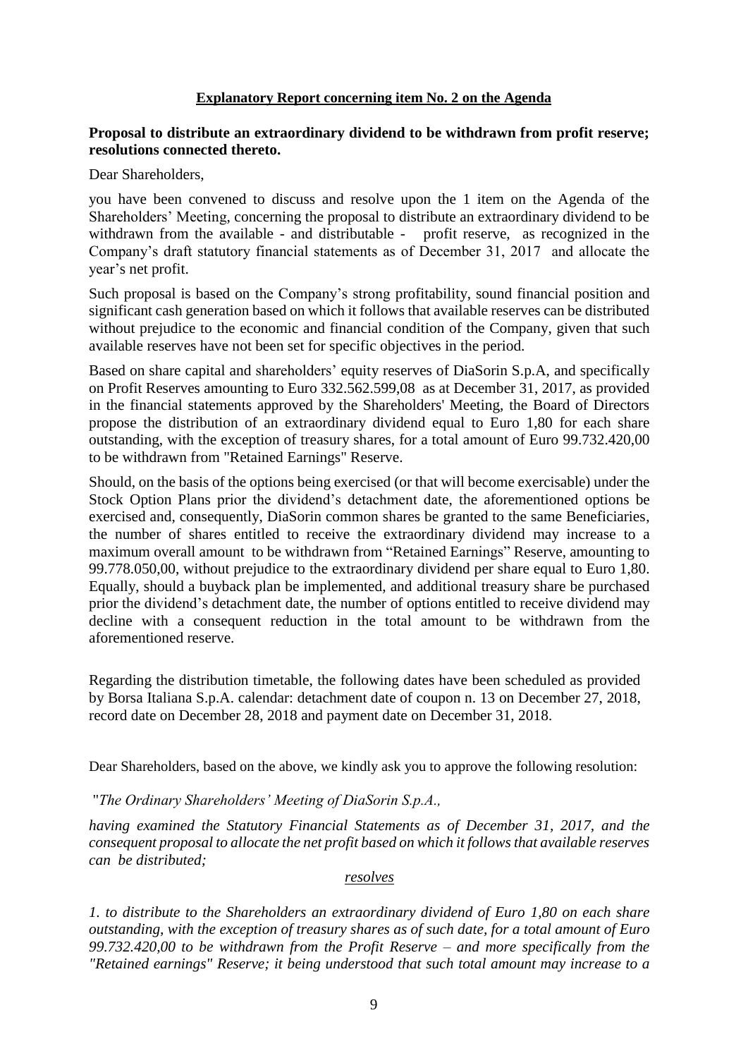## Explanatory Report concerning item No. 2 on the Agenda

**Proposal to distribute an extraordinary dividend to be withdrawn from profit reserve; resolutions connected thereto.**

Dear Shareholders,

you have been convened to discuss and resolve upon the 1 item on the Agenda of the Shareholders' Meeting, concerning the proposal to distribute an extraordinary dividend to be withdrawn from the available - and distributable - profit reserve, as recognized in the Company's draft statutory financial statements as of December 31, 2017 and allocate the year's net profit.

Such proposal is based on the Company's strong profitability, sound financial position and significant cash generation based on which it follows that available reserves can be distributed without prejudice to the economic and financial condition of the Company, given that such available reserves have not been set for specific objectives in the period.

Based on share capital and shareholders' equity reserves of DiaSorin S.p.A, and specifically on Profit Reserves amounting to Euro 332.562.599,08 as at December 31, 2017, as provided in the financial statements approved by the Shareholders' Meeting, the Board of Directors propose the distribution of an extraordinary dividend equal to Euro 1,80 for each share outstanding, with the exception of treasury shares, for a total amount of Euro 99.732.420,00 to be withdrawn from "Retained Earnings" Reserve.

Should, on the basis of the options being exercised (or that will become exercisable) under the Stock Option Plans prior the dividend's detachment date, the aforementioned options be exercised and, consequently, DiaSorin common shares be granted to the same Beneficiaries, the number of shares entitled to receive the extraordinary dividend may increase to a maximum overall amount to be withdrawn from "Retained Earnings" Reserve, amounting to 99.778.050,00, without prejudice to the extraordinary dividend per share equal to Euro 1,80. Equally, should a buyback plan be implemented, and additional treasury share be purchased prior the dividend's detachment date, the number of options entitled to receive dividend may decline with a consequent reduction in the total amount to be withdrawn from the aforementioned reserve.

Regarding the distribution timetable, the following dates have been scheduled as provided by Borsa Italiana S.p.A. calendar: detachment date of coupon n. 13 on December 27, 2018, record date on December 28, 2018 and payment date on December 31, 2018.

Dear Shareholders, based on the above, we kindly ask you to approve the following resolution:

"*The Ordinary Shareholders' Meeting of DiaSorin S.p.A.,*

*having examined the Statutory Financial Statements as of December 31, 2017, and the consequent proposal to allocate the net profit based on which it follows that available reserves can be distributed;*

<u>*resolves*</u>

*1. to distribute to the Shareholders an extraordinary dividend of Euro 1,80 on each share outstanding, with the exception of treasury shares as of such date, for a total amount of Euro 99.732.420,00 to be withdrawn from the Profit Reserve – and more specifically from the "Retained earnings" Reserve; it being understood that such total amount may increase to a*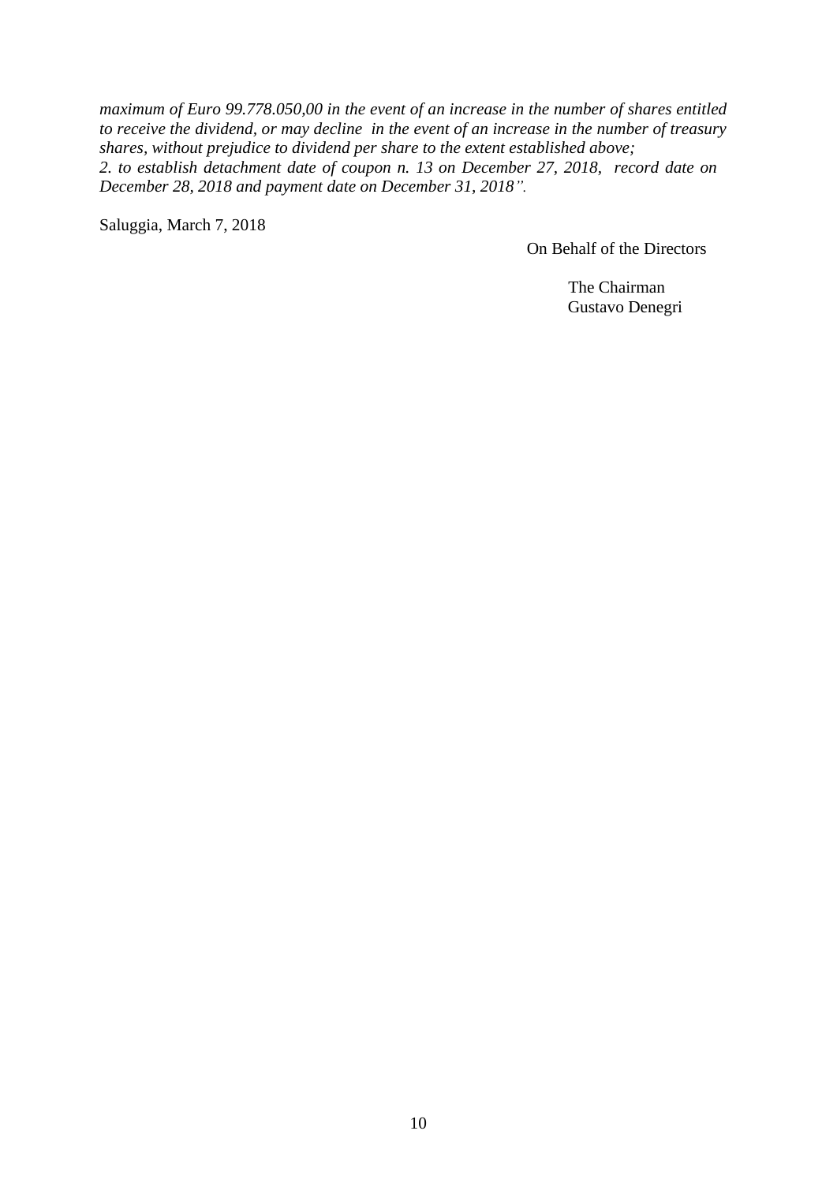*maximum of Euro 99.778.050,00 in the event of an increase in the number of shares entitled to receive the dividend, or may decline in the event of an increase in the number of treasury shares, without prejudice to dividend per share to the extent established above;*
*2. to establish detachment date of coupon n. 13 on December 27, 2018, record date on December 28, 2018 and payment date on December 31, 2018".*

Saluggia, March 7, 2018

On Behalf of the Directors

The Chairman
Gustavo Denegri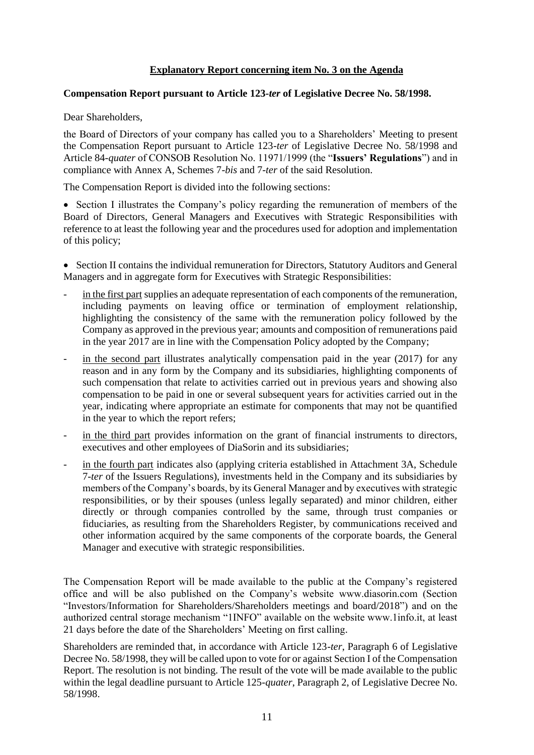## <u>Explanatory Report concerning item No. 3 on the Agenda</u>

**Compensation Report pursuant to Article 123-*ter* of Legislative Decree No. 58/1998.**

Dear Shareholders,

the Board of Directors of your company has called you to a Shareholders' Meeting to present the Compensation Report pursuant to Article 123-*ter* of Legislative Decree No. 58/1998 and Article 84-*quater* of CONSOB Resolution No. 11971/1999 (the "**Issuers' Regulations**") and in compliance with Annex A, Schemes 7-*bis* and 7-*ter* of the said Resolution.

The Compensation Report is divided into the following sections:

- Section I illustrates the Company's policy regarding the remuneration of members of the Board of Directors, General Managers and Executives with Strategic Responsibilities with reference to at least the following year and the procedures used for adoption and implementation of this policy;

- Section II contains the individual remuneration for Directors, Statutory Auditors and General Managers and in aggregate form for Executives with Strategic Responsibilities:
  - <u>in the first part</u> supplies an adequate representation of each components of the remuneration, including payments on leaving office or termination of employment relationship, highlighting the consistency of the same with the remuneration policy followed by the Company as approved in the previous year; amounts and composition of remunerations paid in the year 2017 are in line with the Compensation Policy adopted by the Company;
  - <u>in the second part</u> illustrates analytically compensation paid in the year (2017) for any reason and in any form by the Company and its subsidiaries, highlighting components of such compensation that relate to activities carried out in previous years and showing also compensation to be paid in one or several subsequent years for activities carried out in the year, indicating where appropriate an estimate for components that may not be quantified in the year to which the report refers;
  - <u>in the third part</u> provides information on the grant of financial instruments to directors, executives and other employees of DiaSorin and its subsidiaries;
  - <u>in the fourth part</u> indicates also (applying criteria established in Attachment 3A, Schedule 7-*ter* of the Issuers Regulations), investments held in the Company and its subsidiaries by members of the Company's boards, by its General Manager and by executives with strategic responsibilities, or by their spouses (unless legally separated) and minor children, either directly or through companies controlled by the same, through trust companies or fiduciaries, as resulting from the Shareholders Register, by communications received and other information acquired by the same components of the corporate boards, the General Manager and executive with strategic responsibilities.

The Compensation Report will be made available to the public at the Company's registered office and will be also published on the Company's website www.diasorin.com (Section "Investors/Information for Shareholders/Shareholders meetings and board/2018") and on the authorized central storage mechanism "1INFO" available on the website www.1info.it, at least 21 days before the date of the Shareholders' Meeting on first calling.

Shareholders are reminded that, in accordance with Article 123-*ter*, Paragraph 6 of Legislative Decree No. 58/1998, they will be called upon to vote for or against Section I of the Compensation Report. The resolution is not binding. The result of the vote will be made available to the public within the legal deadline pursuant to Article 125-*quater*, Paragraph 2, of Legislative Decree No. 58/1998.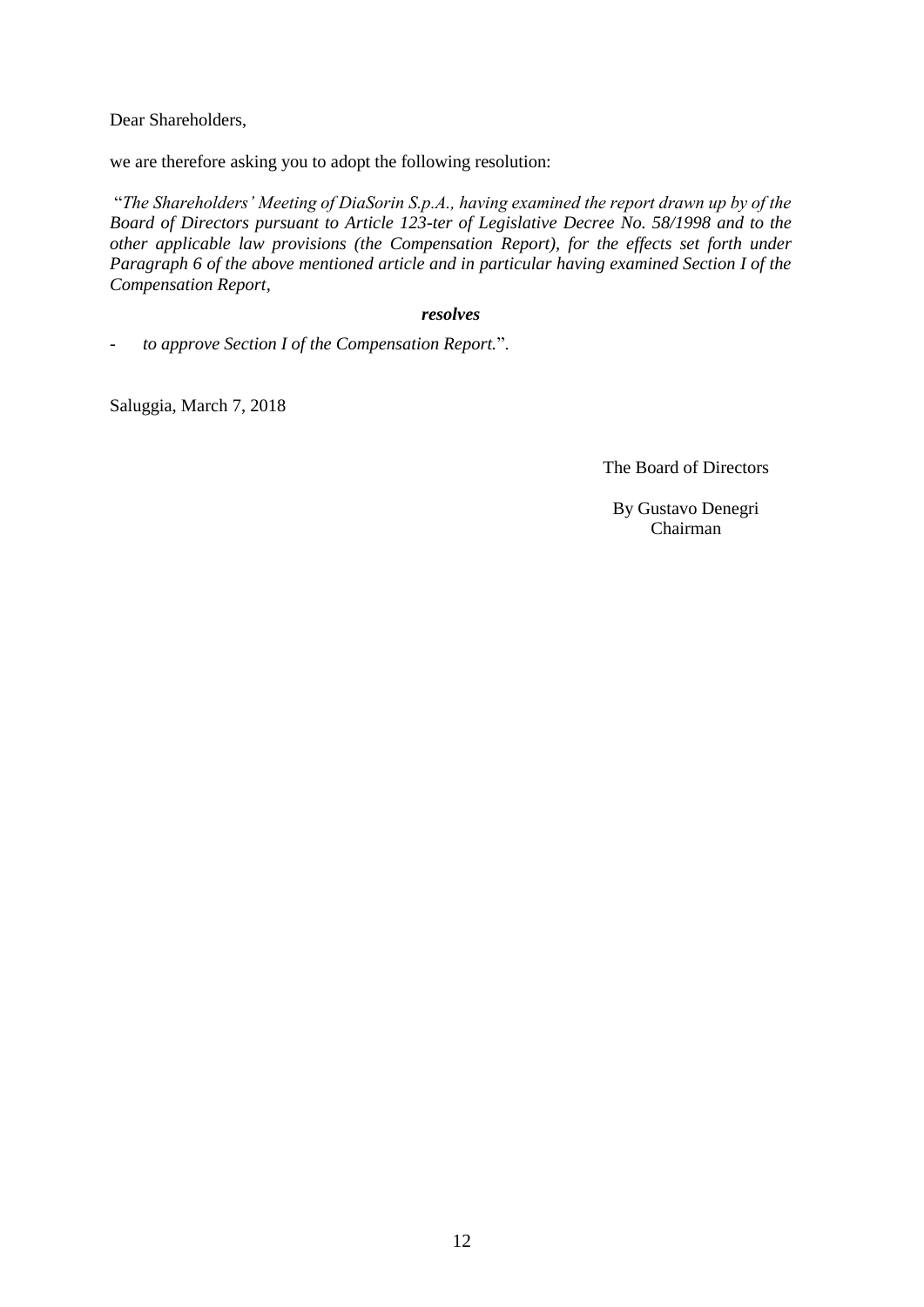Dear Shareholders,

we are therefore asking you to adopt the following resolution:

"*The Shareholders' Meeting of DiaSorin S.p.A., having examined the report drawn up by of the Board of Directors pursuant to Article 123-ter of Legislative Decree No. 58/1998 and to the other applicable law provisions (the Compensation Report), for the effects set forth under Paragraph 6 of the above mentioned article and in particular having examined Section I of the Compensation Report,*

***resolves***

- *to approve Section I of the Compensation Report.*".

Saluggia, March 7, 2018

The Board of Directors

By Gustavo Denegri
Chairman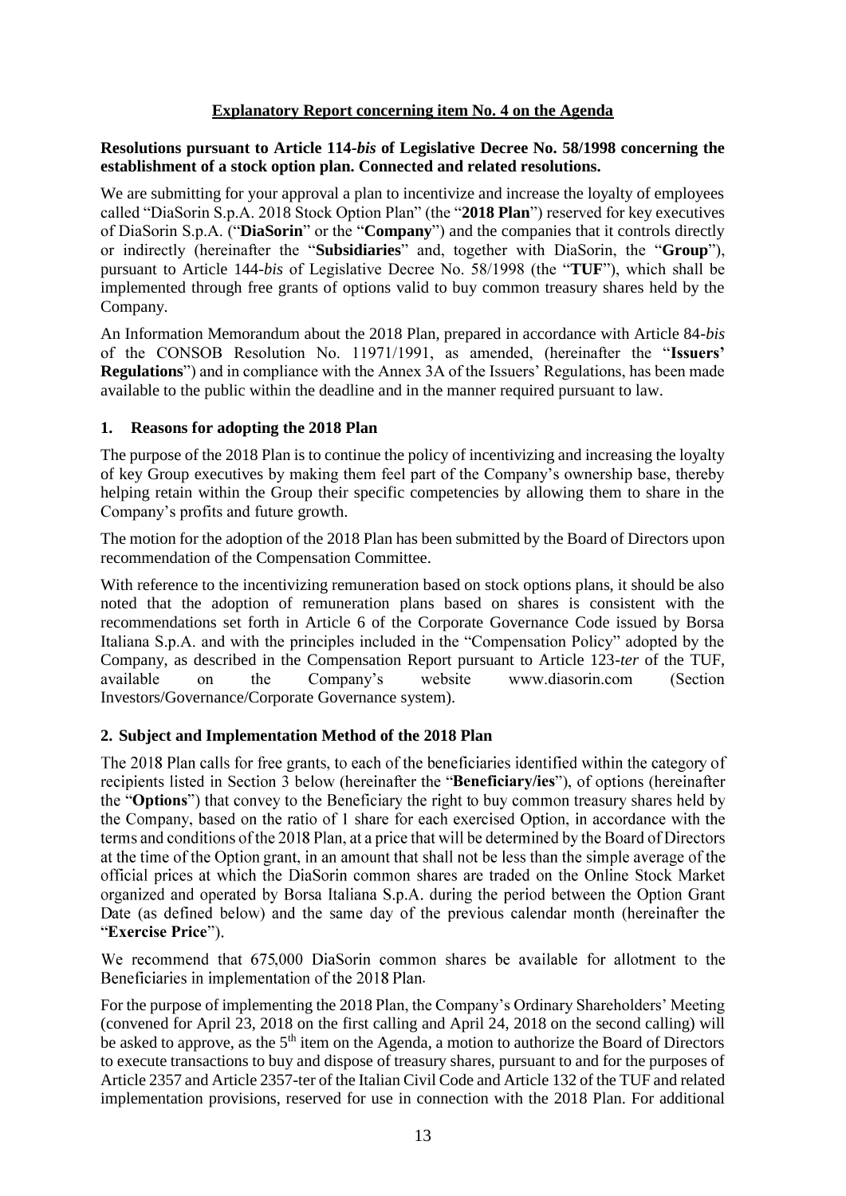**Explanatory Report concerning item No. 4 on the Agenda**

**Resolutions pursuant to Article 114-*bis* of Legislative Decree No. 58/1998 concerning the establishment of a stock option plan. Connected and related resolutions.**

We are submitting for your approval a plan to incentivize and increase the loyalty of employees called "DiaSorin S.p.A. 2018 Stock Option Plan" (the "**2018 Plan**") reserved for key executives of DiaSorin S.p.A. ("**DiaSorin**" or the "**Company**") and the companies that it controls directly or indirectly (hereinafter the "**Subsidiaries**" and, together with DiaSorin, the "**Group**"), pursuant to Article 144-*bis* of Legislative Decree No. 58/1998 (the "**TUF**"), which shall be implemented through free grants of options valid to buy common treasury shares held by the Company.

An Information Memorandum about the 2018 Plan, prepared in accordance with Article 84-*bis* of the CONSOB Resolution No. 11971/1991, as amended, (hereinafter the "**Issuers' Regulations**") and in compliance with the Annex 3A of the Issuers' Regulations, has been made available to the public within the deadline and in the manner required pursuant to law.

## 1. Reasons for adopting the 2018 Plan

The purpose of the 2018 Plan is to continue the policy of incentivizing and increasing the loyalty of key Group executives by making them feel part of the Company's ownership base, thereby helping retain within the Group their specific competencies by allowing them to share in the Company's profits and future growth.

The motion for the adoption of the 2018 Plan has been submitted by the Board of Directors upon recommendation of the Compensation Committee.

With reference to the incentivizing remuneration based on stock options plans, it should be also noted that the adoption of remuneration plans based on shares is consistent with the recommendations set forth in Article 6 of the Corporate Governance Code issued by Borsa Italiana S.p.A. and with the principles included in the "Compensation Policy" adopted by the Company, as described in the Compensation Report pursuant to Article 123-*ter* of the TUF, available on the Company's website www.diasorin.com (Section Investors/Governance/Corporate Governance system).

## 2. Subject and Implementation Method of the 2018 Plan

The 2018 Plan calls for free grants, to each of the beneficiaries identified within the category of recipients listed in Section 3 below (hereinafter the "**Beneficiary/ies**"), of options (hereinafter the "**Options**") that convey to the Beneficiary the right to buy common treasury shares held by the Company, based on the ratio of 1 share for each exercised Option, in accordance with the terms and conditions of the 2018 Plan, at a price that will be determined by the Board of Directors at the time of the Option grant, in an amount that shall not be less than the simple average of the official prices at which the DiaSorin common shares are traded on the Online Stock Market organized and operated by Borsa Italiana S.p.A. during the period between the Option Grant Date (as defined below) and the same day of the previous calendar month (hereinafter the "**Exercise Price**").

We recommend that 675,000 DiaSorin common shares be available for allotment to the Beneficiaries in implementation of the 2018 Plan.

For the purpose of implementing the 2018 Plan, the Company's Ordinary Shareholders' Meeting (convened for April 23, 2018 on the first calling and April 24, 2018 on the second calling) will be asked to approve, as the 5th item on the Agenda, a motion to authorize the Board of Directors to execute transactions to buy and dispose of treasury shares, pursuant to and for the purposes of Article 2357 and Article 2357-ter of the Italian Civil Code and Article 132 of the TUF and related implementation provisions, reserved for use in connection with the 2018 Plan. For additional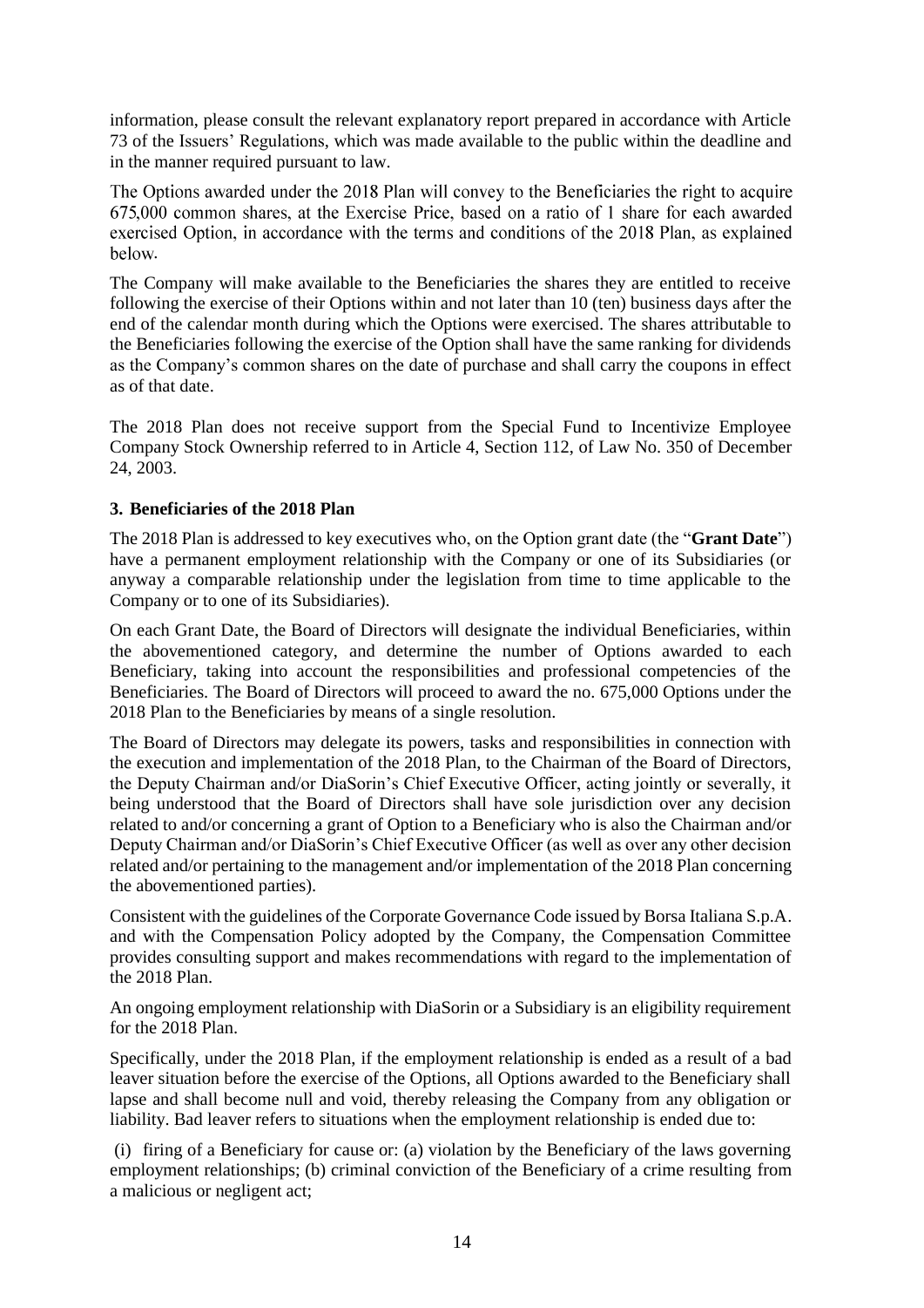information, please consult the relevant explanatory report prepared in accordance with Article 73 of the Issuers' Regulations, which was made available to the public within the deadline and in the manner required pursuant to law.

The Options awarded under the 2018 Plan will convey to the Beneficiaries the right to acquire 675,000 common shares, at the Exercise Price, based on a ratio of 1 share for each awarded exercised Option, in accordance with the terms and conditions of the 2018 Plan, as explained below.

The Company will make available to the Beneficiaries the shares they are entitled to receive following the exercise of their Options within and not later than 10 (ten) business days after the end of the calendar month during which the Options were exercised. The shares attributable to the Beneficiaries following the exercise of the Option shall have the same ranking for dividends as the Company's common shares on the date of purchase and shall carry the coupons in effect as of that date.

The 2018 Plan does not receive support from the Special Fund to Incentivize Employee Company Stock Ownership referred to in Article 4, Section 112, of Law No. 350 of December 24, 2003.

### 3. Beneficiaries of the 2018 Plan

The 2018 Plan is addressed to key executives who, on the Option grant date (the "**Grant Date**") have a permanent employment relationship with the Company or one of its Subsidiaries (or anyway a comparable relationship under the legislation from time to time applicable to the Company or to one of its Subsidiaries).

On each Grant Date, the Board of Directors will designate the individual Beneficiaries, within the abovementioned category, and determine the number of Options awarded to each Beneficiary, taking into account the responsibilities and professional competencies of the Beneficiaries. The Board of Directors will proceed to award the no. 675,000 Options under the 2018 Plan to the Beneficiaries by means of a single resolution.

The Board of Directors may delegate its powers, tasks and responsibilities in connection with the execution and implementation of the 2018 Plan, to the Chairman of the Board of Directors, the Deputy Chairman and/or DiaSorin's Chief Executive Officer, acting jointly or severally, it being understood that the Board of Directors shall have sole jurisdiction over any decision related to and/or concerning a grant of Option to a Beneficiary who is also the Chairman and/or Deputy Chairman and/or DiaSorin's Chief Executive Officer (as well as over any other decision related and/or pertaining to the management and/or implementation of the 2018 Plan concerning the abovementioned parties).

Consistent with the guidelines of the Corporate Governance Code issued by Borsa Italiana S.p.A. and with the Compensation Policy adopted by the Company, the Compensation Committee provides consulting support and makes recommendations with regard to the implementation of the 2018 Plan.

An ongoing employment relationship with DiaSorin or a Subsidiary is an eligibility requirement for the 2018 Plan.

Specifically, under the 2018 Plan, if the employment relationship is ended as a result of a bad leaver situation before the exercise of the Options, all Options awarded to the Beneficiary shall lapse and shall become null and void, thereby releasing the Company from any obligation or liability. Bad leaver refers to situations when the employment relationship is ended due to:

(i) firing of a Beneficiary for cause or: (a) violation by the Beneficiary of the laws governing employment relationships; (b) criminal conviction of the Beneficiary of a crime resulting from a malicious or negligent act;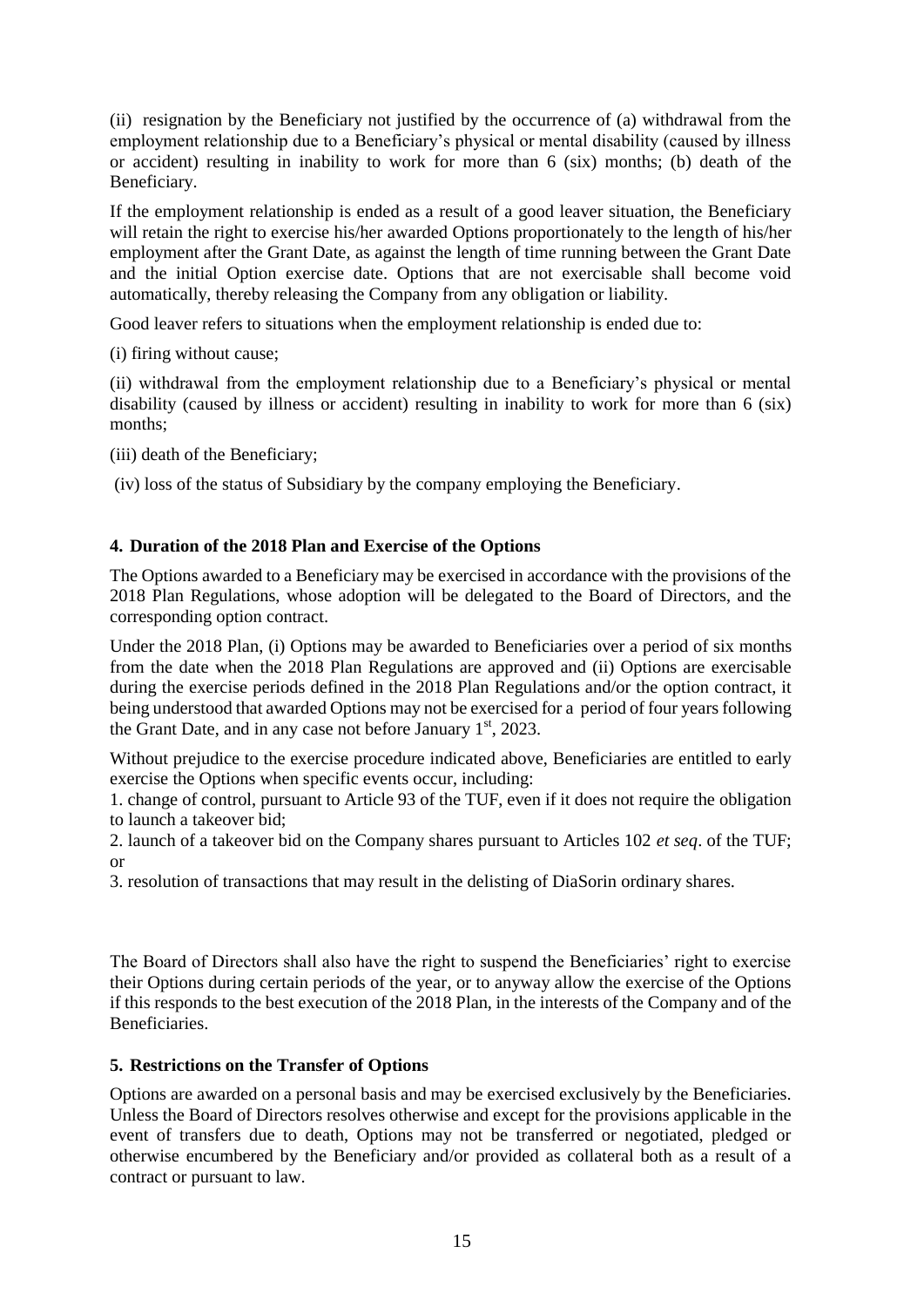(ii) resignation by the Beneficiary not justified by the occurrence of (a) withdrawal from the employment relationship due to a Beneficiary's physical or mental disability (caused by illness or accident) resulting in inability to work for more than 6 (six) months; (b) death of the Beneficiary.

If the employment relationship is ended as a result of a good leaver situation, the Beneficiary will retain the right to exercise his/her awarded Options proportionately to the length of his/her employment after the Grant Date, as against the length of time running between the Grant Date and the initial Option exercise date. Options that are not exercisable shall become void automatically, thereby releasing the Company from any obligation or liability.

Good leaver refers to situations when the employment relationship is ended due to:

(i) firing without cause;

(ii) withdrawal from the employment relationship due to a Beneficiary's physical or mental disability (caused by illness or accident) resulting in inability to work for more than 6 (six) months;

(iii) death of the Beneficiary;

(iv) loss of the status of Subsidiary by the company employing the Beneficiary.

## 4. Duration of the 2018 Plan and Exercise of the Options

The Options awarded to a Beneficiary may be exercised in accordance with the provisions of the 2018 Plan Regulations, whose adoption will be delegated to the Board of Directors, and the corresponding option contract.

Under the 2018 Plan, (i) Options may be awarded to Beneficiaries over a period of six months from the date when the 2018 Plan Regulations are approved and (ii) Options are exercisable during the exercise periods defined in the 2018 Plan Regulations and/or the option contract, it being understood that awarded Options may not be exercised for a period of four years following the Grant Date, and in any case not before January 1st, 2023.

Without prejudice to the exercise procedure indicated above, Beneficiaries are entitled to early exercise the Options when specific events occur, including:

1. change of control, pursuant to Article 93 of the TUF, even if it does not require the obligation to launch a takeover bid;
2. launch of a takeover bid on the Company shares pursuant to Articles 102 *et seq*. of the TUF; or
3. resolution of transactions that may result in the delisting of DiaSorin ordinary shares.

The Board of Directors shall also have the right to suspend the Beneficiaries' right to exercise their Options during certain periods of the year, or to anyway allow the exercise of the Options if this responds to the best execution of the 2018 Plan, in the interests of the Company and of the Beneficiaries.

## 5. Restrictions on the Transfer of Options

Options are awarded on a personal basis and may be exercised exclusively by the Beneficiaries. Unless the Board of Directors resolves otherwise and except for the provisions applicable in the event of transfers due to death, Options may not be transferred or negotiated, pledged or otherwise encumbered by the Beneficiary and/or provided as collateral both as a result of a contract or pursuant to law.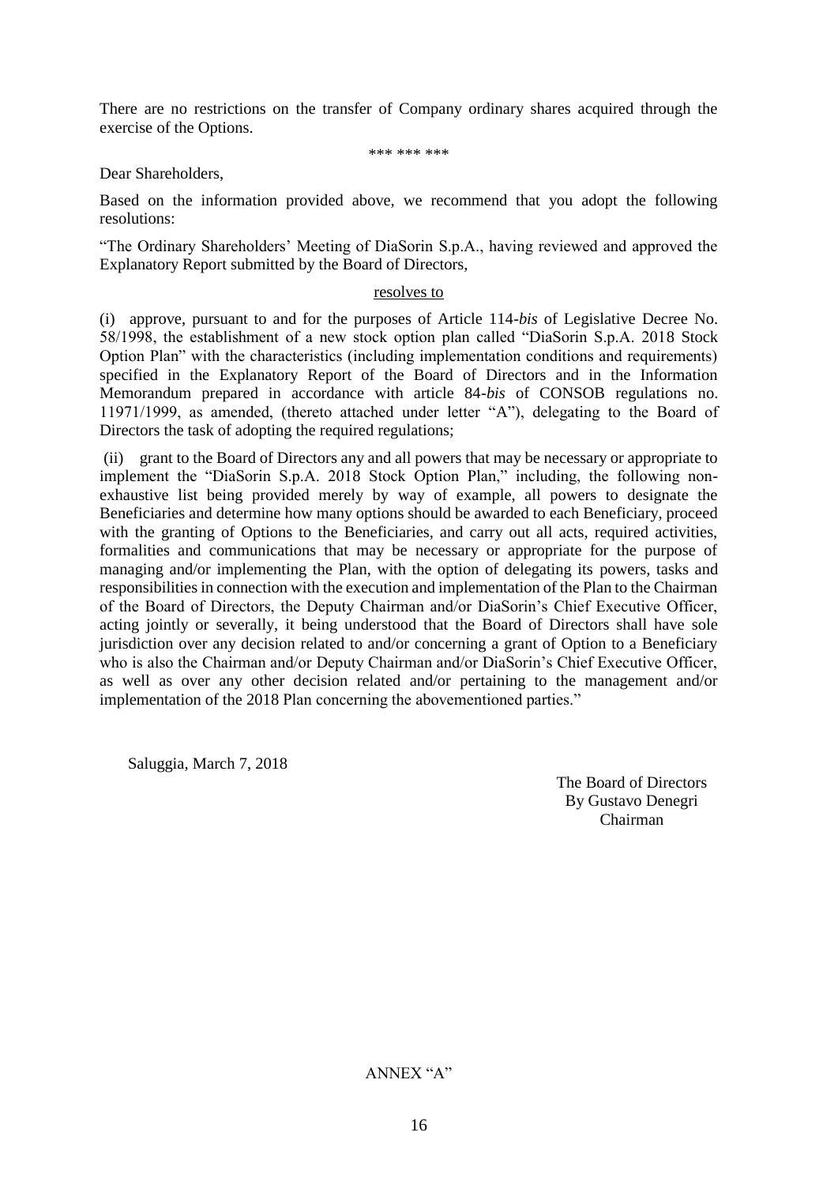There are no restrictions on the transfer of Company ordinary shares acquired through the exercise of the Options.

*** *** ***

Dear Shareholders,

Based on the information provided above, we recommend that you adopt the following resolutions:

"The Ordinary Shareholders' Meeting of DiaSorin S.p.A., having reviewed and approved the Explanatory Report submitted by the Board of Directors,

<u>resolves to</u>

(i) approve, pursuant to and for the purposes of Article 114-*bis* of Legislative Decree No. 58/1998, the establishment of a new stock option plan called "DiaSorin S.p.A. 2018 Stock Option Plan" with the characteristics (including implementation conditions and requirements) specified in the Explanatory Report of the Board of Directors and in the Information Memorandum prepared in accordance with article 84-*bis* of CONSOB regulations no. 11971/1999, as amended, (thereto attached under letter "A"), delegating to the Board of Directors the task of adopting the required regulations;

(ii) grant to the Board of Directors any and all powers that may be necessary or appropriate to implement the "DiaSorin S.p.A. 2018 Stock Option Plan," including, the following non-exhaustive list being provided merely by way of example, all powers to designate the Beneficiaries and determine how many options should be awarded to each Beneficiary, proceed with the granting of Options to the Beneficiaries, and carry out all acts, required activities, formalities and communications that may be necessary or appropriate for the purpose of managing and/or implementing the Plan, with the option of delegating its powers, tasks and responsibilities in connection with the execution and implementation of the Plan to the Chairman of the Board of Directors, the Deputy Chairman and/or DiaSorin's Chief Executive Officer, acting jointly or severally, it being understood that the Board of Directors shall have sole jurisdiction over any decision related to and/or concerning a grant of Option to a Beneficiary who is also the Chairman and/or Deputy Chairman and/or DiaSorin's Chief Executive Officer, as well as over any other decision related and/or pertaining to the management and/or implementation of the 2018 Plan concerning the abovementioned parties."

Saluggia, March 7, 2018

The Board of Directors
By Gustavo Denegri
Chairman

ANNEX "A"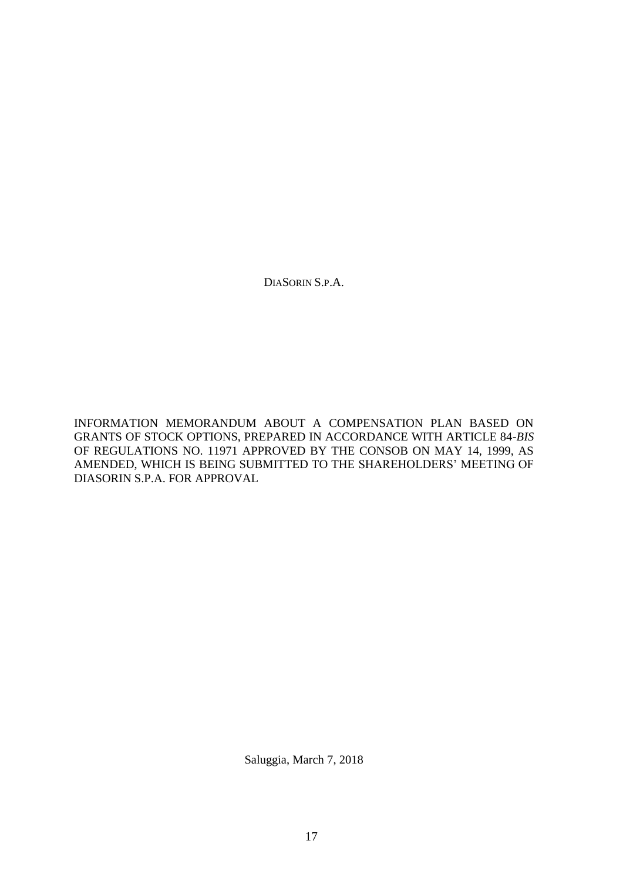DIASORIN S.P.A.

INFORMATION MEMORANDUM ABOUT A COMPENSATION PLAN BASED ON GRANTS OF STOCK OPTIONS, PREPARED IN ACCORDANCE WITH ARTICLE 84-*BIS* OF REGULATIONS NO. 11971 APPROVED BY THE CONSOB ON MAY 14, 1999, AS AMENDED, WHICH IS BEING SUBMITTED TO THE SHAREHOLDERS' MEETING OF DIASORIN S.P.A. FOR APPROVAL

Saluggia, March 7, 2018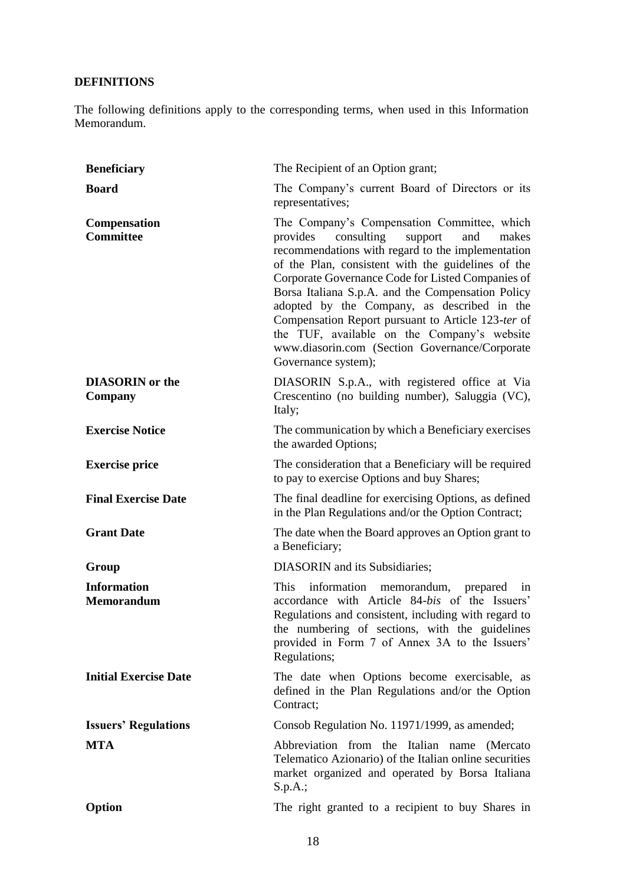**DEFINITIONS**

The following definitions apply to the corresponding terms, when used in this Information Memorandum.

| | |
|---|---|
| **Beneficiary** | The Recipient of an Option grant; |
| **Board** | The Company's current Board of Directors or its representatives; |
| **Compensation Committee** | The Company's Compensation Committee, which provides consulting support and makes recommendations with regard to the implementation of the Plan, consistent with the guidelines of the Corporate Governance Code for Listed Companies of Borsa Italiana S.p.A. and the Compensation Policy adopted by the Company, as described in the Compensation Report pursuant to Article 123-*ter* of the TUF, available on the Company's website www.diasorin.com (Section Governance/Corporate Governance system); |
| **DIASORIN or the Company** | DIASORIN S.p.A., with registered office at Via Crescentino (no building number), Saluggia (VC), Italy; |
| **Exercise Notice** | The communication by which a Beneficiary exercises the awarded Options; |
| **Exercise price** | The consideration that a Beneficiary will be required to pay to exercise Options and buy Shares; |
| **Final Exercise Date** | The final deadline for exercising Options, as defined in the Plan Regulations and/or the Option Contract; |
| **Grant Date** | The date when the Board approves an Option grant to a Beneficiary; |
| **Group** | DIASORIN and its Subsidiaries; |
| **Information Memorandum** | This information memorandum, prepared in accordance with Article 84-*bis* of the Issuers' Regulations and consistent, including with regard to the numbering of sections, with the guidelines provided in Form 7 of Annex 3A to the Issuers' Regulations; |
| **Initial Exercise Date** | The date when Options become exercisable, as defined in the Plan Regulations and/or the Option Contract; |
| **Issuers' Regulations** | Consob Regulation No. 11971/1999, as amended; |
| **MTA** | Abbreviation from the Italian name (Mercato Telematico Azionario) of the Italian online securities market organized and operated by Borsa Italiana S.p.A.; |
| **Option** | The right granted to a recipient to buy Shares in |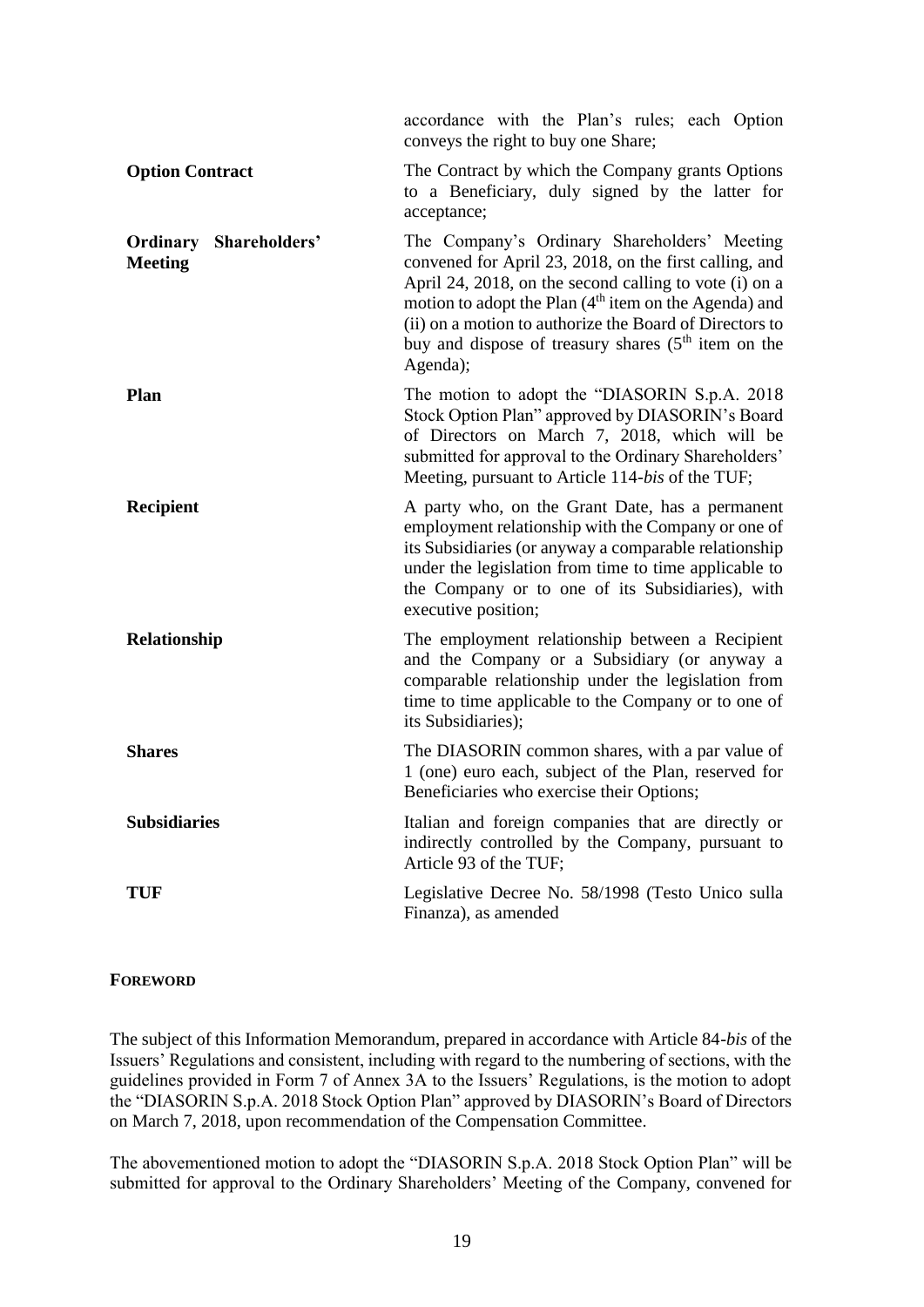| | |
|---|---|
| | accordance with the Plan's rules; each Option conveys the right to buy one Share; |
| **Option Contract** | The Contract by which the Company grants Options to a Beneficiary, duly signed by the latter for acceptance; |
| **Ordinary Shareholders' Meeting** | The Company's Ordinary Shareholders' Meeting convened for April 23, 2018, on the first calling, and April 24, 2018, on the second calling to vote (i) on a motion to adopt the Plan (4th item on the Agenda) and (ii) on a motion to authorize the Board of Directors to buy and dispose of treasury shares (5th item on the Agenda); |
| **Plan** | The motion to adopt the "DIASORIN S.p.A. 2018 Stock Option Plan" approved by DIASORIN's Board of Directors on March 7, 2018, which will be submitted for approval to the Ordinary Shareholders' Meeting, pursuant to Article 114-*bis* of the TUF; |
| **Recipient** | A party who, on the Grant Date, has a permanent employment relationship with the Company or one of its Subsidiaries (or anyway a comparable relationship under the legislation from time to time applicable to the Company or to one of its Subsidiaries), with executive position; |
| **Relationship** | The employment relationship between a Recipient and the Company or a Subsidiary (or anyway a comparable relationship under the legislation from time to time applicable to the Company or to one of its Subsidiaries); |
| **Shares** | The DIASORIN common shares, with a par value of 1 (one) euro each, subject of the Plan, reserved for Beneficiaries who exercise their Options; |
| **Subsidiaries** | Italian and foreign companies that are directly or indirectly controlled by the Company, pursuant to Article 93 of the TUF; |
| **TUF** | Legislative Decree No. 58/1998 (Testo Unico sulla Finanza), as amended |

**FOREWORD**

The subject of this Information Memorandum, prepared in accordance with Article 84-*bis* of the Issuers' Regulations and consistent, including with regard to the numbering of sections, with the guidelines provided in Form 7 of Annex 3A to the Issuers' Regulations, is the motion to adopt the "DIASORIN S.p.A. 2018 Stock Option Plan" approved by DIASORIN's Board of Directors on March 7, 2018, upon recommendation of the Compensation Committee.

The abovementioned motion to adopt the "DIASORIN S.p.A. 2018 Stock Option Plan" will be submitted for approval to the Ordinary Shareholders' Meeting of the Company, convened for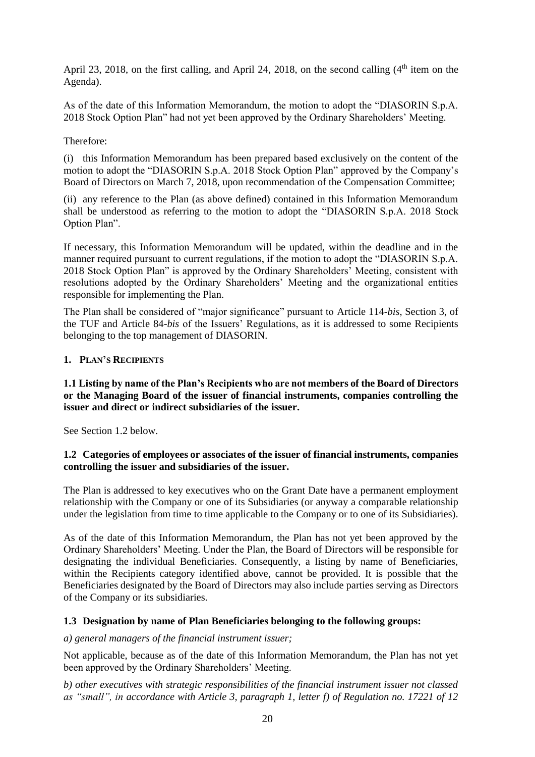April 23, 2018, on the first calling, and April 24, 2018, on the second calling (4th item on the Agenda).

As of the date of this Information Memorandum, the motion to adopt the "DIASORIN S.p.A. 2018 Stock Option Plan" had not yet been approved by the Ordinary Shareholders' Meeting.

Therefore:

(i) this Information Memorandum has been prepared based exclusively on the content of the motion to adopt the "DIASORIN S.p.A. 2018 Stock Option Plan" approved by the Company's Board of Directors on March 7, 2018, upon recommendation of the Compensation Committee;

(ii) any reference to the Plan (as above defined) contained in this Information Memorandum shall be understood as referring to the motion to adopt the "DIASORIN S.p.A. 2018 Stock Option Plan".

If necessary, this Information Memorandum will be updated, within the deadline and in the manner required pursuant to current regulations, if the motion to adopt the "DIASORIN S.p.A. 2018 Stock Option Plan" is approved by the Ordinary Shareholders' Meeting, consistent with resolutions adopted by the Ordinary Shareholders' Meeting and the organizational entities responsible for implementing the Plan.

The Plan shall be considered of "major significance" pursuant to Article 114-*bis*, Section 3, of the TUF and Article 84-*bis* of the Issuers' Regulations, as it is addressed to some Recipients belonging to the top management of DIASORIN.

## 1. PLAN'S RECIPIENTS

### 1.1 Listing by name of the Plan's Recipients who are not members of the Board of Directors or the Managing Board of the issuer of financial instruments, companies controlling the issuer and direct or indirect subsidiaries of the issuer.

See Section 1.2 below.

### 1.2 Categories of employees or associates of the issuer of financial instruments, companies controlling the issuer and subsidiaries of the issuer.

The Plan is addressed to key executives who on the Grant Date have a permanent employment relationship with the Company or one of its Subsidiaries (or anyway a comparable relationship under the legislation from time to time applicable to the Company or to one of its Subsidiaries).

As of the date of this Information Memorandum, the Plan has not yet been approved by the Ordinary Shareholders' Meeting. Under the Plan, the Board of Directors will be responsible for designating the individual Beneficiaries. Consequently, a listing by name of Beneficiaries, within the Recipients category identified above, cannot be provided. It is possible that the Beneficiaries designated by the Board of Directors may also include parties serving as Directors of the Company or its subsidiaries.

### 1.3 Designation by name of Plan Beneficiaries belonging to the following groups:

*a) general managers of the financial instrument issuer;*

Not applicable, because as of the date of this Information Memorandum, the Plan has not yet been approved by the Ordinary Shareholders' Meeting.

*b) other executives with strategic responsibilities of the financial instrument issuer not classed as "small", in accordance with Article 3, paragraph 1, letter f) of Regulation no. 17221 of 12*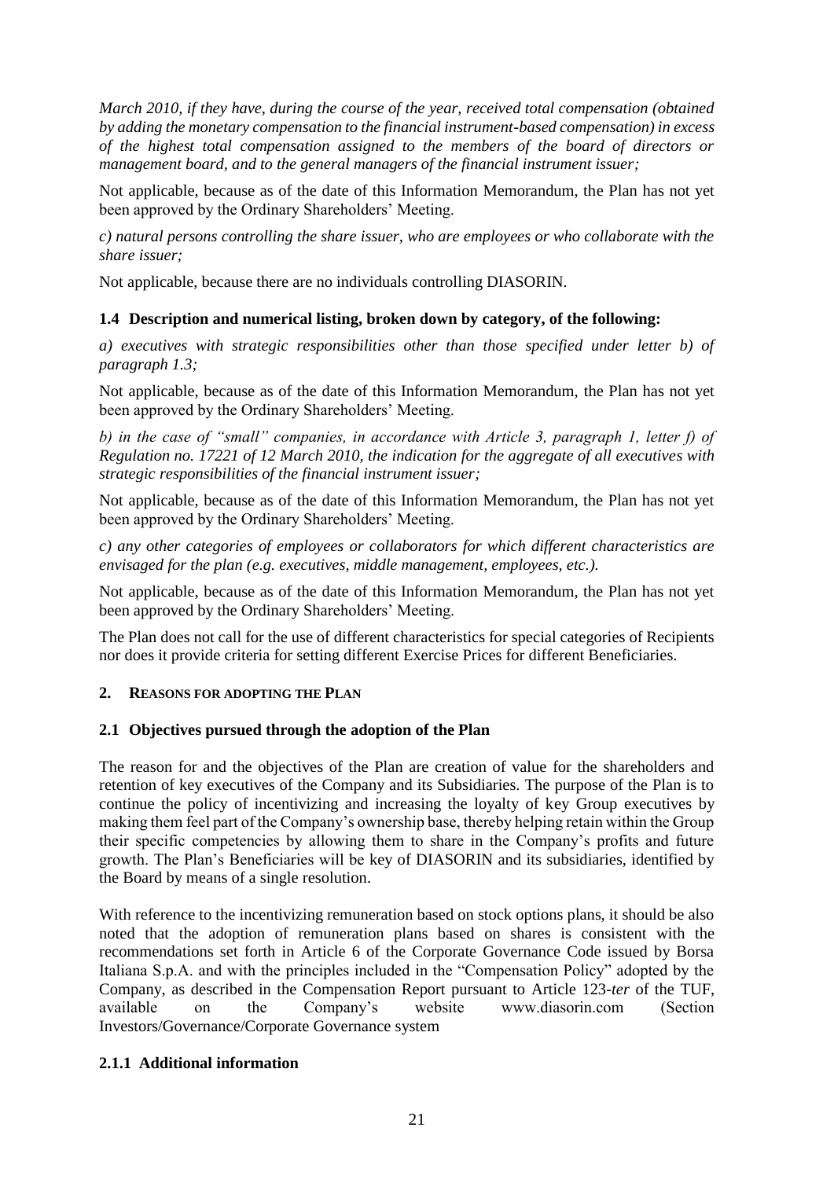*March 2010, if they have, during the course of the year, received total compensation (obtained by adding the monetary compensation to the financial instrument-based compensation) in excess of the highest total compensation assigned to the members of the board of directors or management board, and to the general managers of the financial instrument issuer;*

Not applicable, because as of the date of this Information Memorandum, the Plan has not yet been approved by the Ordinary Shareholders' Meeting.

*c) natural persons controlling the share issuer, who are employees or who collaborate with the share issuer;*

Not applicable, because there are no individuals controlling DIASORIN.

### 1.4 Description and numerical listing, broken down by category, of the following:

*a) executives with strategic responsibilities other than those specified under letter b) of paragraph 1.3;*

Not applicable, because as of the date of this Information Memorandum, the Plan has not yet been approved by the Ordinary Shareholders' Meeting.

*b) in the case of "small" companies, in accordance with Article 3, paragraph 1, letter f) of Regulation no. 17221 of 12 March 2010, the indication for the aggregate of all executives with strategic responsibilities of the financial instrument issuer;*

Not applicable, because as of the date of this Information Memorandum, the Plan has not yet been approved by the Ordinary Shareholders' Meeting.

*c) any other categories of employees or collaborators for which different characteristics are envisaged for the plan (e.g. executives, middle management, employees, etc.).*

Not applicable, because as of the date of this Information Memorandum, the Plan has not yet been approved by the Ordinary Shareholders' Meeting.

The Plan does not call for the use of different characteristics for special categories of Recipients nor does it provide criteria for setting different Exercise Prices for different Beneficiaries.

## 2. REASONS FOR ADOPTING THE PLAN

### 2.1 Objectives pursued through the adoption of the Plan

The reason for and the objectives of the Plan are creation of value for the shareholders and retention of key executives of the Company and its Subsidiaries. The purpose of the Plan is to continue the policy of incentivizing and increasing the loyalty of key Group executives by making them feel part of the Company's ownership base, thereby helping retain within the Group their specific competencies by allowing them to share in the Company's profits and future growth. The Plan's Beneficiaries will be key of DIASORIN and its subsidiaries, identified by the Board by means of a single resolution.

With reference to the incentivizing remuneration based on stock options plans, it should be also noted that the adoption of remuneration plans based on shares is consistent with the recommendations set forth in Article 6 of the Corporate Governance Code issued by Borsa Italiana S.p.A. and with the principles included in the "Compensation Policy" adopted by the Company, as described in the Compensation Report pursuant to Article 123-*ter* of the TUF, available on the Company's website www.diasorin.com (Section Investors/Governance/Corporate Governance system

### 2.1.1 Additional information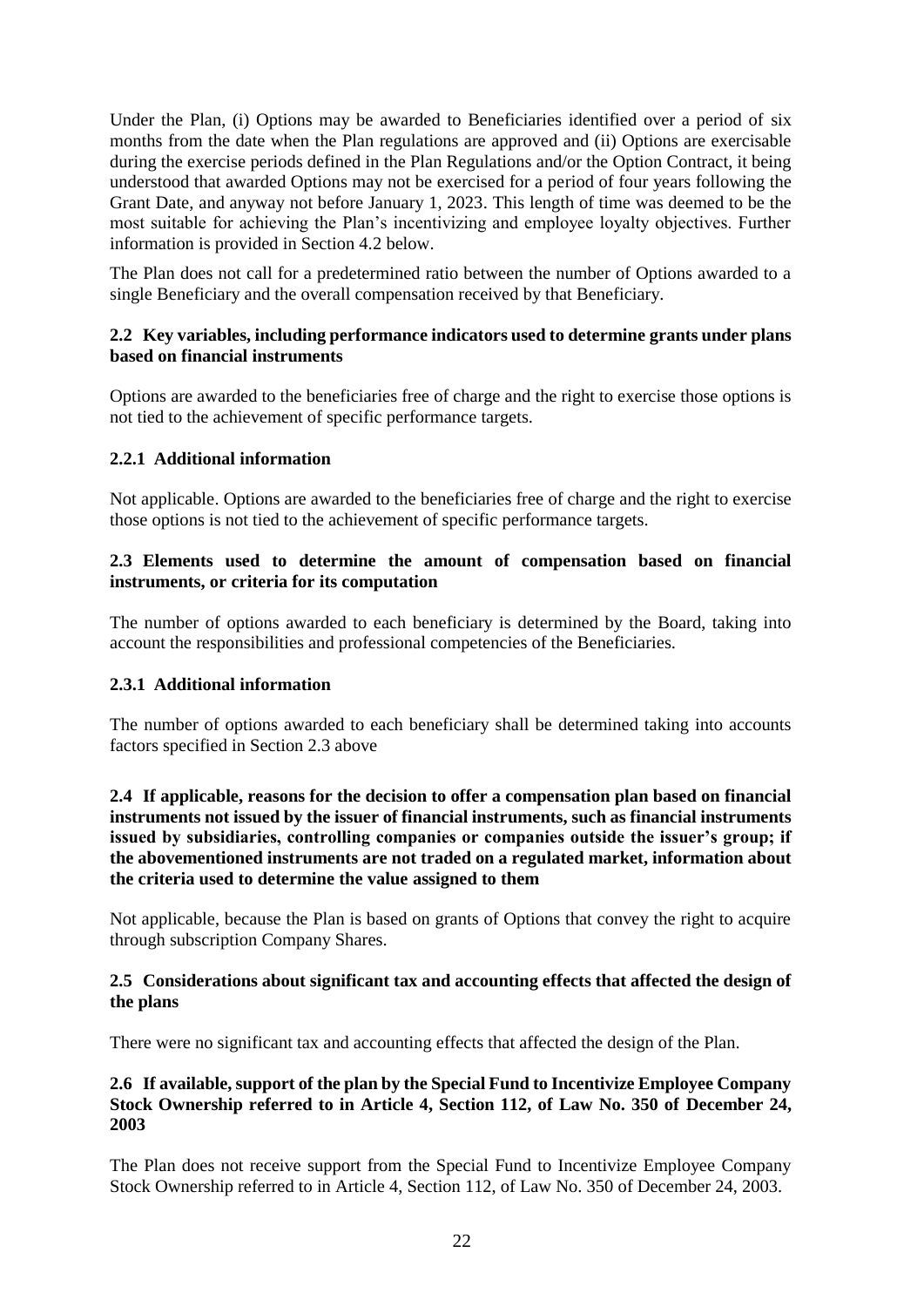Under the Plan, (i) Options may be awarded to Beneficiaries identified over a period of six months from the date when the Plan regulations are approved and (ii) Options are exercisable during the exercise periods defined in the Plan Regulations and/or the Option Contract, it being understood that awarded Options may not be exercised for a period of four years following the Grant Date, and anyway not before January 1, 2023. This length of time was deemed to be the most suitable for achieving the Plan's incentivizing and employee loyalty objectives. Further information is provided in Section 4.2 below.

The Plan does not call for a predetermined ratio between the number of Options awarded to a single Beneficiary and the overall compensation received by that Beneficiary.

### 2.2 Key variables, including performance indicators used to determine grants under plans based on financial instruments

Options are awarded to the beneficiaries free of charge and the right to exercise those options is not tied to the achievement of specific performance targets.

#### 2.2.1 Additional information

Not applicable. Options are awarded to the beneficiaries free of charge and the right to exercise those options is not tied to the achievement of specific performance targets.

### 2.3 Elements used to determine the amount of compensation based on financial instruments, or criteria for its computation

The number of options awarded to each beneficiary is determined by the Board, taking into account the responsibilities and professional competencies of the Beneficiaries.

#### 2.3.1 Additional information

The number of options awarded to each beneficiary shall be determined taking into accounts factors specified in Section 2.3 above

### 2.4 If applicable, reasons for the decision to offer a compensation plan based on financial instruments not issued by the issuer of financial instruments, such as financial instruments issued by subsidiaries, controlling companies or companies outside the issuer's group; if the abovementioned instruments are not traded on a regulated market, information about the criteria used to determine the value assigned to them

Not applicable, because the Plan is based on grants of Options that convey the right to acquire through subscription Company Shares.

### 2.5 Considerations about significant tax and accounting effects that affected the design of the plans

There were no significant tax and accounting effects that affected the design of the Plan.

### 2.6 If available, support of the plan by the Special Fund to Incentivize Employee Company Stock Ownership referred to in Article 4, Section 112, of Law No. 350 of December 24, 2003

The Plan does not receive support from the Special Fund to Incentivize Employee Company Stock Ownership referred to in Article 4, Section 112, of Law No. 350 of December 24, 2003.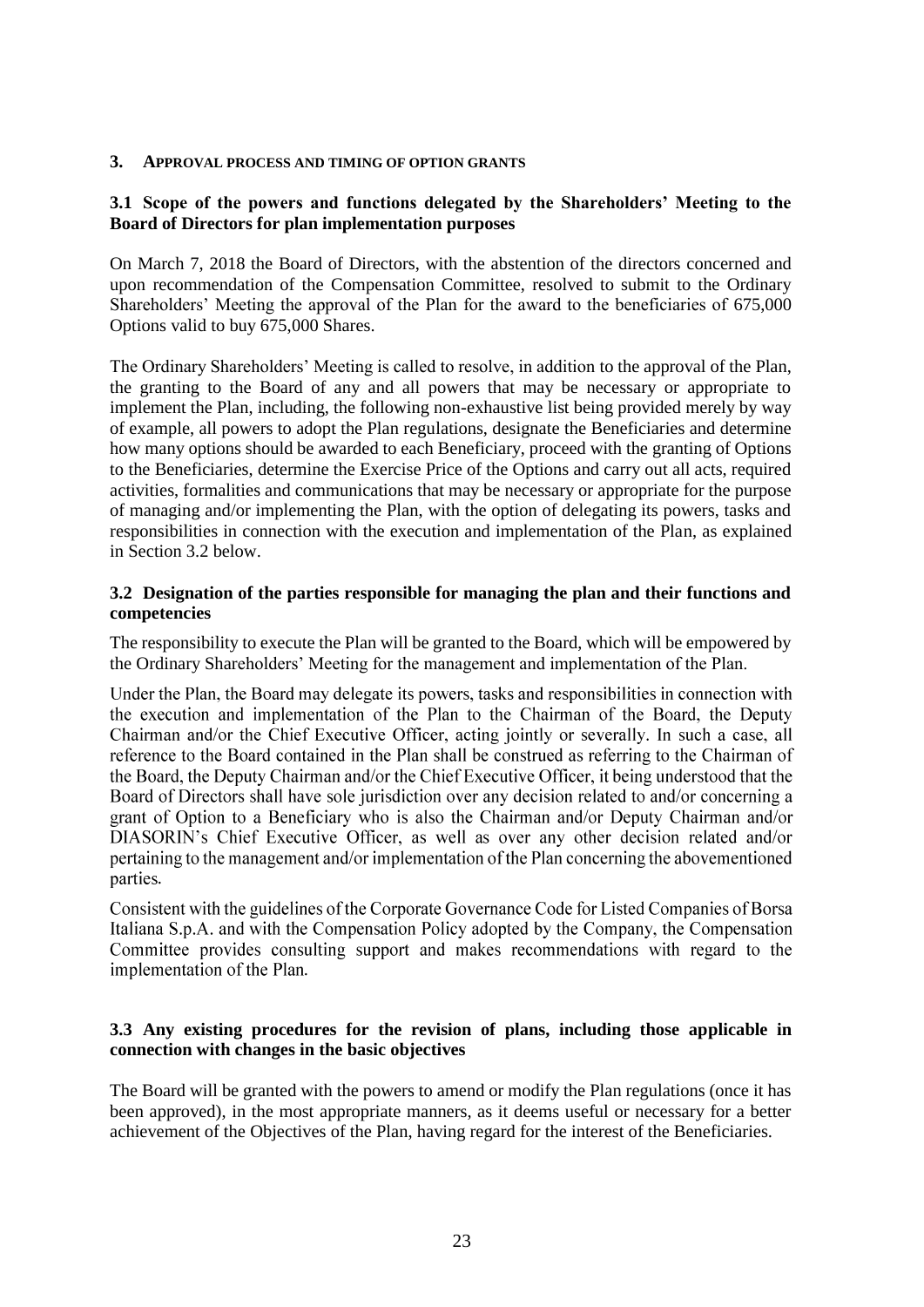## 3. APPROVAL PROCESS AND TIMING OF OPTION GRANTS

### 3.1 Scope of the powers and functions delegated by the Shareholders' Meeting to the Board of Directors for plan implementation purposes

On March 7, 2018 the Board of Directors, with the abstention of the directors concerned and upon recommendation of the Compensation Committee, resolved to submit to the Ordinary Shareholders' Meeting the approval of the Plan for the award to the beneficiaries of 675,000 Options valid to buy 675,000 Shares.

The Ordinary Shareholders' Meeting is called to resolve, in addition to the approval of the Plan, the granting to the Board of any and all powers that may be necessary or appropriate to implement the Plan, including, the following non-exhaustive list being provided merely by way of example, all powers to adopt the Plan regulations, designate the Beneficiaries and determine how many options should be awarded to each Beneficiary, proceed with the granting of Options to the Beneficiaries, determine the Exercise Price of the Options and carry out all acts, required activities, formalities and communications that may be necessary or appropriate for the purpose of managing and/or implementing the Plan, with the option of delegating its powers, tasks and responsibilities in connection with the execution and implementation of the Plan, as explained in Section 3.2 below.

### 3.2 Designation of the parties responsible for managing the plan and their functions and competencies

The responsibility to execute the Plan will be granted to the Board, which will be empowered by the Ordinary Shareholders' Meeting for the management and implementation of the Plan.

Under the Plan, the Board may delegate its powers, tasks and responsibilities in connection with the execution and implementation of the Plan to the Chairman of the Board, the Deputy Chairman and/or the Chief Executive Officer, acting jointly or severally. In such a case, all reference to the Board contained in the Plan shall be construed as referring to the Chairman of the Board, the Deputy Chairman and/or the Chief Executive Officer, it being understood that the Board of Directors shall have sole jurisdiction over any decision related to and/or concerning a grant of Option to a Beneficiary who is also the Chairman and/or Deputy Chairman and/or DIASORIN's Chief Executive Officer, as well as over any other decision related and/or pertaining to the management and/or implementation of the Plan concerning the abovementioned parties.

Consistent with the guidelines of the Corporate Governance Code for Listed Companies of Borsa Italiana S.p.A. and with the Compensation Policy adopted by the Company, the Compensation Committee provides consulting support and makes recommendations with regard to the implementation of the Plan.

### 3.3 Any existing procedures for the revision of plans, including those applicable in connection with changes in the basic objectives

The Board will be granted with the powers to amend or modify the Plan regulations (once it has been approved), in the most appropriate manners, as it deems useful or necessary for a better achievement of the Objectives of the Plan, having regard for the interest of the Beneficiaries.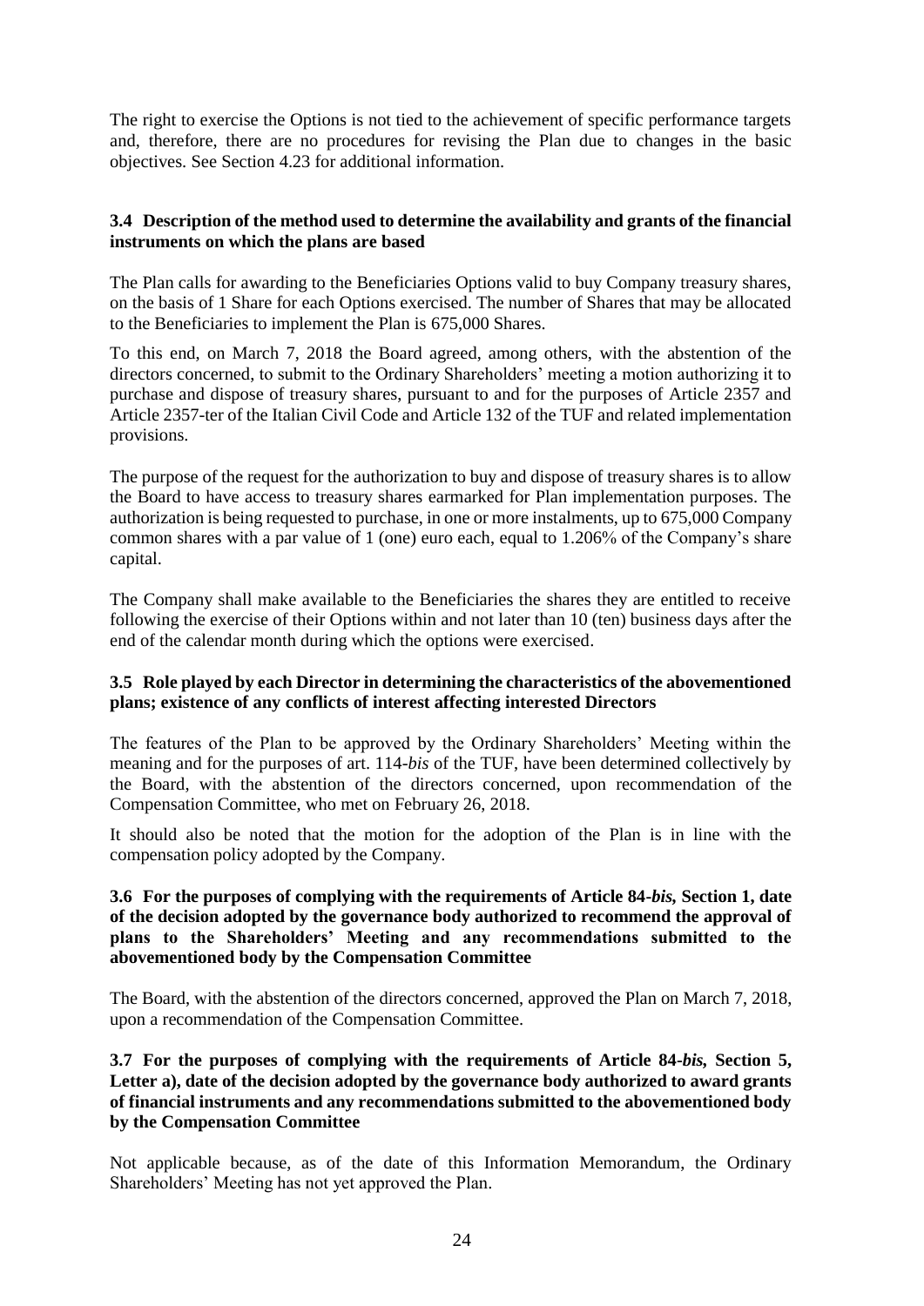The right to exercise the Options is not tied to the achievement of specific performance targets and, therefore, there are no procedures for revising the Plan due to changes in the basic objectives. See Section 4.23 for additional information.

### 3.4 Description of the method used to determine the availability and grants of the financial instruments on which the plans are based

The Plan calls for awarding to the Beneficiaries Options valid to buy Company treasury shares, on the basis of 1 Share for each Options exercised. The number of Shares that may be allocated to the Beneficiaries to implement the Plan is 675,000 Shares.

To this end, on March 7, 2018 the Board agreed, among others, with the abstention of the directors concerned, to submit to the Ordinary Shareholders' meeting a motion authorizing it to purchase and dispose of treasury shares, pursuant to and for the purposes of Article 2357 and Article 2357-ter of the Italian Civil Code and Article 132 of the TUF and related implementation provisions.

The purpose of the request for the authorization to buy and dispose of treasury shares is to allow the Board to have access to treasury shares earmarked for Plan implementation purposes. The authorization is being requested to purchase, in one or more instalments, up to 675,000 Company common shares with a par value of 1 (one) euro each, equal to 1.206% of the Company's share capital.

The Company shall make available to the Beneficiaries the shares they are entitled to receive following the exercise of their Options within and not later than 10 (ten) business days after the end of the calendar month during which the options were exercised.

### 3.5 Role played by each Director in determining the characteristics of the abovementioned plans; existence of any conflicts of interest affecting interested Directors

The features of the Plan to be approved by the Ordinary Shareholders' Meeting within the meaning and for the purposes of art. 114-*bis* of the TUF, have been determined collectively by the Board, with the abstention of the directors concerned, upon recommendation of the Compensation Committee, who met on February 26, 2018.

It should also be noted that the motion for the adoption of the Plan is in line with the compensation policy adopted by the Company.

### 3.6 For the purposes of complying with the requirements of Article 84-*bis*, Section 1, date of the decision adopted by the governance body authorized to recommend the approval of plans to the Shareholders' Meeting and any recommendations submitted to the abovementioned body by the Compensation Committee

The Board, with the abstention of the directors concerned, approved the Plan on March 7, 2018, upon a recommendation of the Compensation Committee.

### 3.7 For the purposes of complying with the requirements of Article 84-*bis*, Section 5, Letter a), date of the decision adopted by the governance body authorized to award grants of financial instruments and any recommendations submitted to the abovementioned body by the Compensation Committee

Not applicable because, as of the date of this Information Memorandum, the Ordinary Shareholders' Meeting has not yet approved the Plan.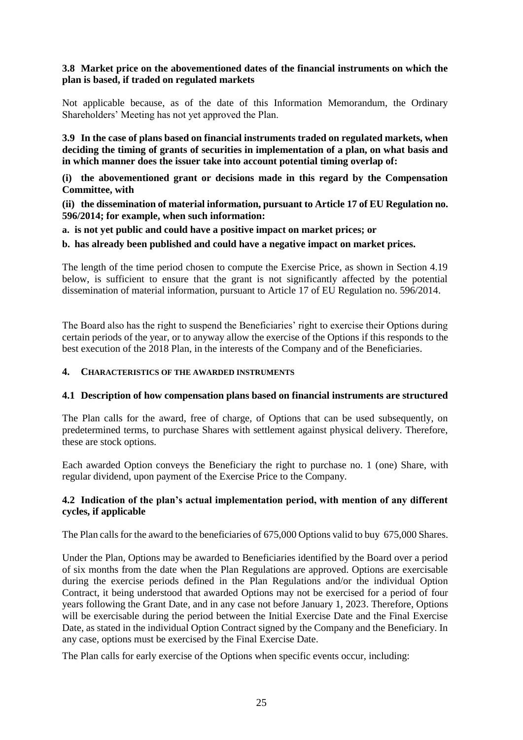### 3.8 Market price on the abovementioned dates of the financial instruments on which the plan is based, if traded on regulated markets

Not applicable because, as of the date of this Information Memorandum, the Ordinary Shareholders' Meeting has not yet approved the Plan.

### 3.9 In the case of plans based on financial instruments traded on regulated markets, when deciding the timing of grants of securities in implementation of a plan, on what basis and in which manner does the issuer take into account potential timing overlap of:

**(i) the abovementioned grant or decisions made in this regard by the Compensation Committee, with**

**(ii) the dissemination of material information, pursuant to Article 17 of EU Regulation no. 596/2014; for example, when such information:**

**a. is not yet public and could have a positive impact on market prices; or**

**b. has already been published and could have a negative impact on market prices.**

The length of the time period chosen to compute the Exercise Price, as shown in Section 4.19 below, is sufficient to ensure that the grant is not significantly affected by the potential dissemination of material information, pursuant to Article 17 of EU Regulation no. 596/2014.

The Board also has the right to suspend the Beneficiaries' right to exercise their Options during certain periods of the year, or to anyway allow the exercise of the Options if this responds to the best execution of the 2018 Plan, in the interests of the Company and of the Beneficiaries.

## 4. CHARACTERISTICS OF THE AWARDED INSTRUMENTS

### 4.1 Description of how compensation plans based on financial instruments are structured

The Plan calls for the award, free of charge, of Options that can be used subsequently, on predetermined terms, to purchase Shares with settlement against physical delivery. Therefore, these are stock options.

Each awarded Option conveys the Beneficiary the right to purchase no. 1 (one) Share, with regular dividend, upon payment of the Exercise Price to the Company.

### 4.2 Indication of the plan's actual implementation period, with mention of any different cycles, if applicable

The Plan calls for the award to the beneficiaries of 675,000 Options valid to buy 675,000 Shares.

Under the Plan, Options may be awarded to Beneficiaries identified by the Board over a period of six months from the date when the Plan Regulations are approved. Options are exercisable during the exercise periods defined in the Plan Regulations and/or the individual Option Contract, it being understood that awarded Options may not be exercised for a period of four years following the Grant Date, and in any case not before January 1, 2023. Therefore, Options will be exercisable during the period between the Initial Exercise Date and the Final Exercise Date, as stated in the individual Option Contract signed by the Company and the Beneficiary. In any case, options must be exercised by the Final Exercise Date.

The Plan calls for early exercise of the Options when specific events occur, including: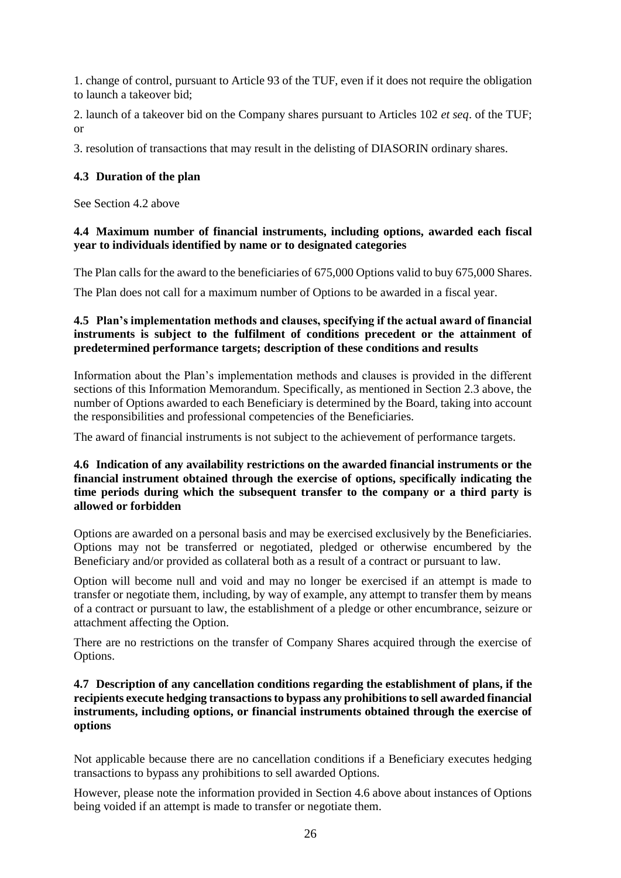1. change of control, pursuant to Article 93 of the TUF, even if it does not require the obligation to launch a takeover bid;

2. launch of a takeover bid on the Company shares pursuant to Articles 102 *et seq*. of the TUF; or

3. resolution of transactions that may result in the delisting of DIASORIN ordinary shares.

### 4.3 Duration of the plan

See Section 4.2 above

### 4.4 Maximum number of financial instruments, including options, awarded each fiscal year to individuals identified by name or to designated categories

The Plan calls for the award to the beneficiaries of 675,000 Options valid to buy 675,000 Shares.

The Plan does not call for a maximum number of Options to be awarded in a fiscal year.

### 4.5 Plan's implementation methods and clauses, specifying if the actual award of financial instruments is subject to the fulfilment of conditions precedent or the attainment of predetermined performance targets; description of these conditions and results

Information about the Plan's implementation methods and clauses is provided in the different sections of this Information Memorandum. Specifically, as mentioned in Section 2.3 above, the number of Options awarded to each Beneficiary is determined by the Board, taking into account the responsibilities and professional competencies of the Beneficiaries.

The award of financial instruments is not subject to the achievement of performance targets.

### 4.6 Indication of any availability restrictions on the awarded financial instruments or the financial instrument obtained through the exercise of options, specifically indicating the time periods during which the subsequent transfer to the company or a third party is allowed or forbidden

Options are awarded on a personal basis and may be exercised exclusively by the Beneficiaries. Options may not be transferred or negotiated, pledged or otherwise encumbered by the Beneficiary and/or provided as collateral both as a result of a contract or pursuant to law.

Option will become null and void and may no longer be exercised if an attempt is made to transfer or negotiate them, including, by way of example, any attempt to transfer them by means of a contract or pursuant to law, the establishment of a pledge or other encumbrance, seizure or attachment affecting the Option.

There are no restrictions on the transfer of Company Shares acquired through the exercise of Options.

### 4.7 Description of any cancellation conditions regarding the establishment of plans, if the recipients execute hedging transactions to bypass any prohibitions to sell awarded financial instruments, including options, or financial instruments obtained through the exercise of options

Not applicable because there are no cancellation conditions if a Beneficiary executes hedging transactions to bypass any prohibitions to sell awarded Options.

However, please note the information provided in Section 4.6 above about instances of Options being voided if an attempt is made to transfer or negotiate them.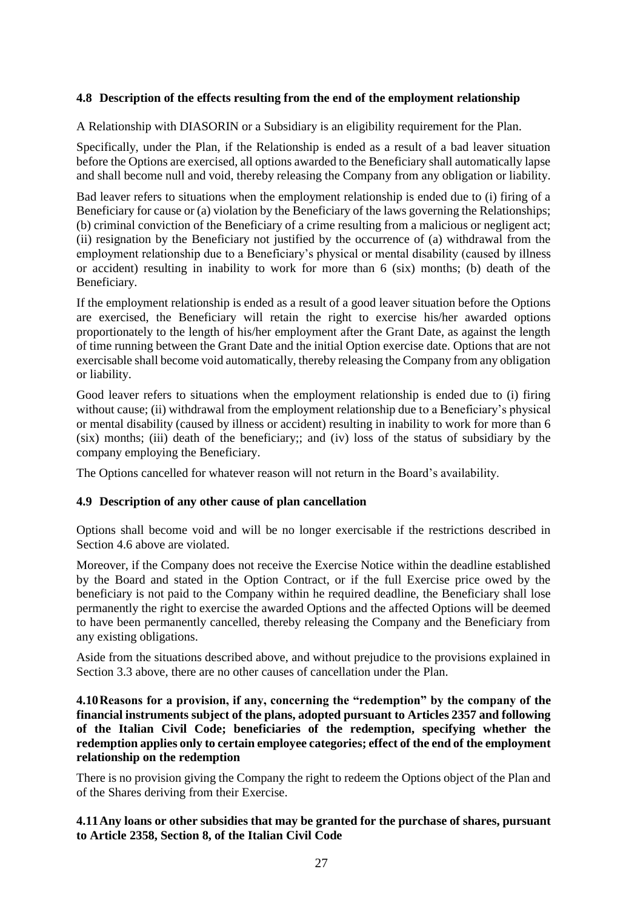### 4.8 Description of the effects resulting from the end of the employment relationship

A Relationship with DIASORIN or a Subsidiary is an eligibility requirement for the Plan.

Specifically, under the Plan, if the Relationship is ended as a result of a bad leaver situation before the Options are exercised, all options awarded to the Beneficiary shall automatically lapse and shall become null and void, thereby releasing the Company from any obligation or liability.

Bad leaver refers to situations when the employment relationship is ended due to (i) firing of a Beneficiary for cause or (a) violation by the Beneficiary of the laws governing the Relationships; (b) criminal conviction of the Beneficiary of a crime resulting from a malicious or negligent act; (ii) resignation by the Beneficiary not justified by the occurrence of (a) withdrawal from the employment relationship due to a Beneficiary's physical or mental disability (caused by illness or accident) resulting in inability to work for more than 6 (six) months; (b) death of the Beneficiary.

If the employment relationship is ended as a result of a good leaver situation before the Options are exercised, the Beneficiary will retain the right to exercise his/her awarded options proportionately to the length of his/her employment after the Grant Date, as against the length of time running between the Grant Date and the initial Option exercise date. Options that are not exercisable shall become void automatically, thereby releasing the Company from any obligation or liability.

Good leaver refers to situations when the employment relationship is ended due to (i) firing without cause; (ii) withdrawal from the employment relationship due to a Beneficiary's physical or mental disability (caused by illness or accident) resulting in inability to work for more than 6 (six) months; (iii) death of the beneficiary;; and (iv) loss of the status of subsidiary by the company employing the Beneficiary.

The Options cancelled for whatever reason will not return in the Board's availability.

### 4.9 Description of any other cause of plan cancellation

Options shall become void and will be no longer exercisable if the restrictions described in Section 4.6 above are violated.

Moreover, if the Company does not receive the Exercise Notice within the deadline established by the Board and stated in the Option Contract, or if the full Exercise price owed by the beneficiary is not paid to the Company within he required deadline, the Beneficiary shall lose permanently the right to exercise the awarded Options and the affected Options will be deemed to have been permanently cancelled, thereby releasing the Company and the Beneficiary from any existing obligations.

Aside from the situations described above, and without prejudice to the provisions explained in Section 3.3 above, there are no other causes of cancellation under the Plan.

### 4.10 Reasons for a provision, if any, concerning the "redemption" by the company of the financial instruments subject of the plans, adopted pursuant to Articles 2357 and following of the Italian Civil Code; beneficiaries of the redemption, specifying whether the redemption applies only to certain employee categories; effect of the end of the employment relationship on the redemption

There is no provision giving the Company the right to redeem the Options object of the Plan and of the Shares deriving from their Exercise.

### 4.11 Any loans or other subsidies that may be granted for the purchase of shares, pursuant to Article 2358, Section 8, of the Italian Civil Code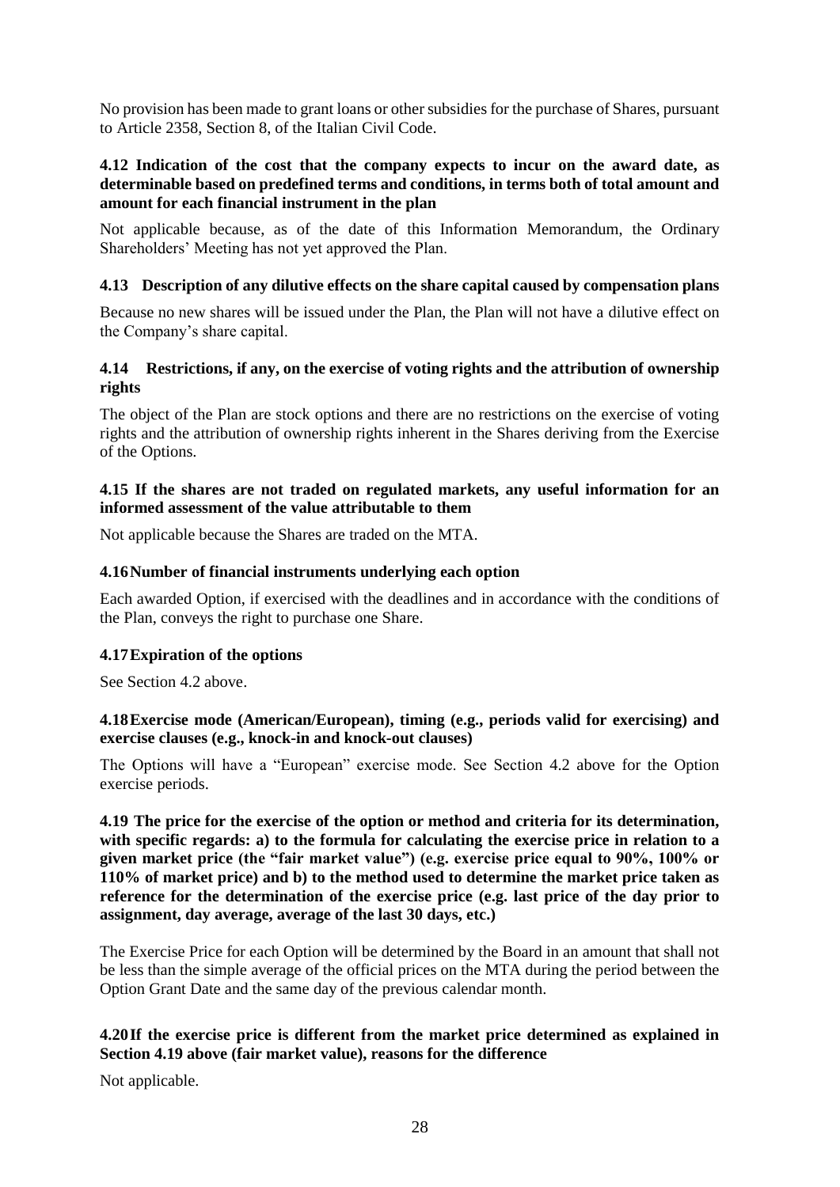No provision has been made to grant loans or other subsidies for the purchase of Shares, pursuant to Article 2358, Section 8, of the Italian Civil Code.

### 4.12 Indication of the cost that the company expects to incur on the award date, as determinable based on predefined terms and conditions, in terms both of total amount and amount for each financial instrument in the plan

Not applicable because, as of the date of this Information Memorandum, the Ordinary Shareholders' Meeting has not yet approved the Plan.

### 4.13 Description of any dilutive effects on the share capital caused by compensation plans

Because no new shares will be issued under the Plan, the Plan will not have a dilutive effect on the Company's share capital.

### 4.14 Restrictions, if any, on the exercise of voting rights and the attribution of ownership rights

The object of the Plan are stock options and there are no restrictions on the exercise of voting rights and the attribution of ownership rights inherent in the Shares deriving from the Exercise of the Options.

### 4.15 If the shares are not traded on regulated markets, any useful information for an informed assessment of the value attributable to them

Not applicable because the Shares are traded on the MTA.

### 4.16 Number of financial instruments underlying each option

Each awarded Option, if exercised with the deadlines and in accordance with the conditions of the Plan, conveys the right to purchase one Share.

### 4.17 Expiration of the options

See Section 4.2 above.

### 4.18 Exercise mode (American/European), timing (e.g., periods valid for exercising) and exercise clauses (e.g., knock-in and knock-out clauses)

The Options will have a "European" exercise mode. See Section 4.2 above for the Option exercise periods.

### 4.19 The price for the exercise of the option or method and criteria for its determination, with specific regards: a) to the formula for calculating the exercise price in relation to a given market price (the "fair market value") (e.g. exercise price equal to 90%, 100% or 110% of market price) and b) to the method used to determine the market price taken as reference for the determination of the exercise price (e.g. last price of the day prior to assignment, day average, average of the last 30 days, etc.)

The Exercise Price for each Option will be determined by the Board in an amount that shall not be less than the simple average of the official prices on the MTA during the period between the Option Grant Date and the same day of the previous calendar month.

### 4.20 If the exercise price is different from the market price determined as explained in Section 4.19 above (fair market value), reasons for the difference

Not applicable.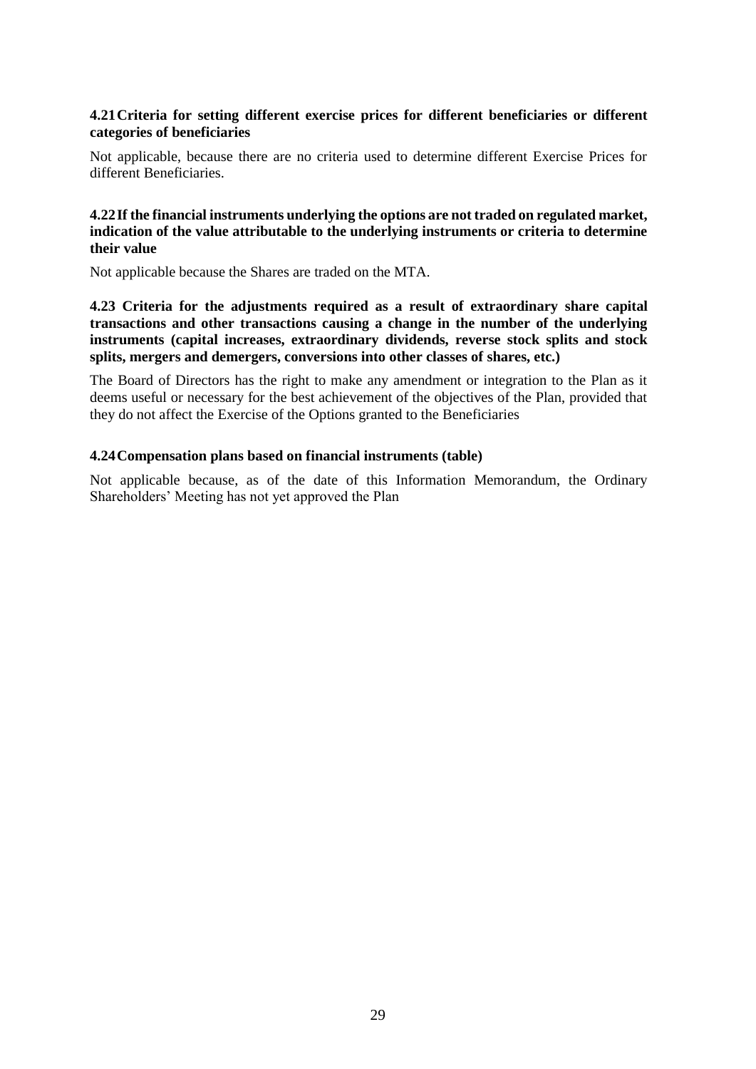### 4.21 Criteria for setting different exercise prices for different beneficiaries or different categories of beneficiaries

Not applicable, because there are no criteria used to determine different Exercise Prices for different Beneficiaries.

### 4.22 If the financial instruments underlying the options are not traded on regulated market, indication of the value attributable to the underlying instruments or criteria to determine their value

Not applicable because the Shares are traded on the MTA.

### 4.23 Criteria for the adjustments required as a result of extraordinary share capital transactions and other transactions causing a change in the number of the underlying instruments (capital increases, extraordinary dividends, reverse stock splits and stock splits, mergers and demergers, conversions into other classes of shares, etc.)

The Board of Directors has the right to make any amendment or integration to the Plan as it deems useful or necessary for the best achievement of the objectives of the Plan, provided that they do not affect the Exercise of the Options granted to the Beneficiaries

### 4.24 Compensation plans based on financial instruments (table)

Not applicable because, as of the date of this Information Memorandum, the Ordinary Shareholders' Meeting has not yet approved the Plan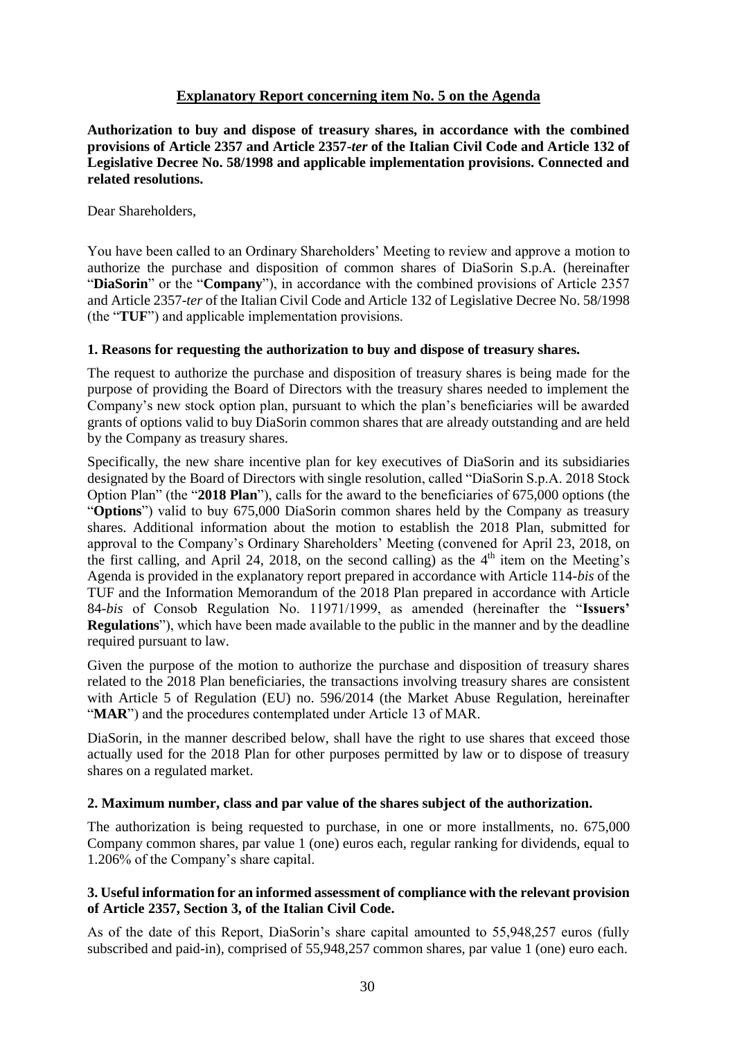## Explanatory Report concerning item No. 5 on the Agenda

**Authorization to buy and dispose of treasury shares, in accordance with the combined provisions of Article 2357 and Article 2357-*ter* of the Italian Civil Code and Article 132 of Legislative Decree No. 58/1998 and applicable implementation provisions. Connected and related resolutions.**

Dear Shareholders,

You have been called to an Ordinary Shareholders' Meeting to review and approve a motion to authorize the purchase and disposition of common shares of DiaSorin S.p.A. (hereinafter "**DiaSorin**" or the "**Company**"), in accordance with the combined provisions of Article 2357 and Article 2357-*ter* of the Italian Civil Code and Article 132 of Legislative Decree No. 58/1998 (the "**TUF**") and applicable implementation provisions.

### 1. Reasons for requesting the authorization to buy and dispose of treasury shares.

The request to authorize the purchase and disposition of treasury shares is being made for the purpose of providing the Board of Directors with the treasury shares needed to implement the Company's new stock option plan, pursuant to which the plan's beneficiaries will be awarded grants of options valid to buy DiaSorin common shares that are already outstanding and are held by the Company as treasury shares.

Specifically, the new share incentive plan for key executives of DiaSorin and its subsidiaries designated by the Board of Directors with single resolution, called "DiaSorin S.p.A. 2018 Stock Option Plan" (the "**2018 Plan**"), calls for the award to the beneficiaries of 675,000 options (the "**Options**") valid to buy 675,000 DiaSorin common shares held by the Company as treasury shares. Additional information about the motion to establish the 2018 Plan, submitted for approval to the Company's Ordinary Shareholders' Meeting (convened for April 23, 2018, on the first calling, and April 24, 2018, on the second calling) as the 4th item on the Meeting's Agenda is provided in the explanatory report prepared in accordance with Article 114-*bis* of the TUF and the Information Memorandum of the 2018 Plan prepared in accordance with Article 84-*bis* of Consob Regulation No. 11971/1999, as amended (hereinafter the "**Issuers' Regulations**"), which have been made available to the public in the manner and by the deadline required pursuant to law.

Given the purpose of the motion to authorize the purchase and disposition of treasury shares related to the 2018 Plan beneficiaries, the transactions involving treasury shares are consistent with Article 5 of Regulation (EU) no. 596/2014 (the Market Abuse Regulation, hereinafter "**MAR**") and the procedures contemplated under Article 13 of MAR.

DiaSorin, in the manner described below, shall have the right to use shares that exceed those actually used for the 2018 Plan for other purposes permitted by law or to dispose of treasury shares on a regulated market.

### 2. Maximum number, class and par value of the shares subject of the authorization.

The authorization is being requested to purchase, in one or more installments, no. 675,000 Company common shares, par value 1 (one) euros each, regular ranking for dividends, equal to 1.206% of the Company's share capital.

### 3. Useful information for an informed assessment of compliance with the relevant provision of Article 2357, Section 3, of the Italian Civil Code.

As of the date of this Report, DiaSorin's share capital amounted to 55,948,257 euros (fully subscribed and paid-in), comprised of 55,948,257 common shares, par value 1 (one) euro each.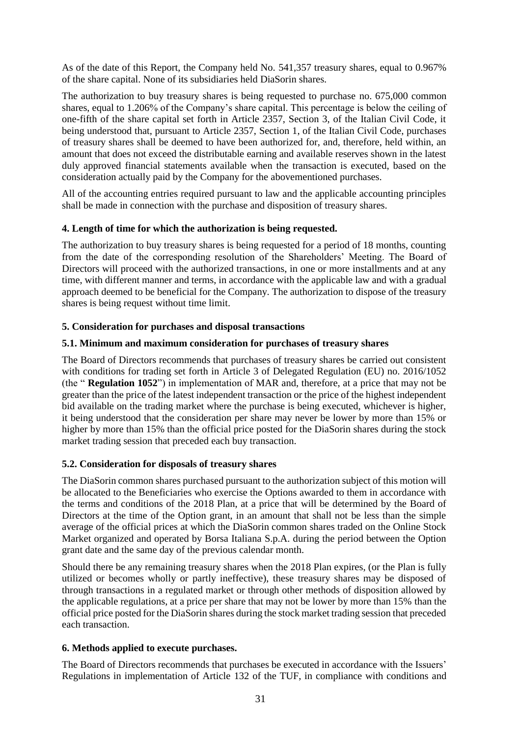As of the date of this Report, the Company held No. 541,357 treasury shares, equal to 0.967% of the share capital. None of its subsidiaries held DiaSorin shares.

The authorization to buy treasury shares is being requested to purchase no. 675,000 common shares, equal to 1.206% of the Company's share capital. This percentage is below the ceiling of one-fifth of the share capital set forth in Article 2357, Section 3, of the Italian Civil Code, it being understood that, pursuant to Article 2357, Section 1, of the Italian Civil Code, purchases of treasury shares shall be deemed to have been authorized for, and, therefore, held within, an amount that does not exceed the distributable earning and available reserves shown in the latest duly approved financial statements available when the transaction is executed, based on the consideration actually paid by the Company for the abovementioned purchases.

All of the accounting entries required pursuant to law and the applicable accounting principles shall be made in connection with the purchase and disposition of treasury shares.

### 4. Length of time for which the authorization is being requested.

The authorization to buy treasury shares is being requested for a period of 18 months, counting from the date of the corresponding resolution of the Shareholders' Meeting. The Board of Directors will proceed with the authorized transactions, in one or more installments and at any time, with different manner and terms, in accordance with the applicable law and with a gradual approach deemed to be beneficial for the Company. The authorization to dispose of the treasury shares is being request without time limit.

### 5. Consideration for purchases and disposal transactions

#### 5.1. Minimum and maximum consideration for purchases of treasury shares

The Board of Directors recommends that purchases of treasury shares be carried out consistent with conditions for trading set forth in Article 3 of Delegated Regulation (EU) no. 2016/1052 (the " **Regulation 1052**") in implementation of MAR and, therefore, at a price that may not be greater than the price of the latest independent transaction or the price of the highest independent bid available on the trading market where the purchase is being executed, whichever is higher, it being understood that the consideration per share may never be lower by more than 15% or higher by more than 15% than the official price posted for the DiaSorin shares during the stock market trading session that preceded each buy transaction.

#### 5.2. Consideration for disposals of treasury shares

The DiaSorin common shares purchased pursuant to the authorization subject of this motion will be allocated to the Beneficiaries who exercise the Options awarded to them in accordance with the terms and conditions of the 2018 Plan, at a price that will be determined by the Board of Directors at the time of the Option grant, in an amount that shall not be less than the simple average of the official prices at which the DiaSorin common shares traded on the Online Stock Market organized and operated by Borsa Italiana S.p.A. during the period between the Option grant date and the same day of the previous calendar month.

Should there be any remaining treasury shares when the 2018 Plan expires, (or the Plan is fully utilized or becomes wholly or partly ineffective), these treasury shares may be disposed of through transactions in a regulated market or through other methods of disposition allowed by the applicable regulations, at a price per share that may not be lower by more than 15% than the official price posted for the DiaSorin shares during the stock market trading session that preceded each transaction.

### 6. Methods applied to execute purchases.

The Board of Directors recommends that purchases be executed in accordance with the Issuers' Regulations in implementation of Article 132 of the TUF, in compliance with conditions and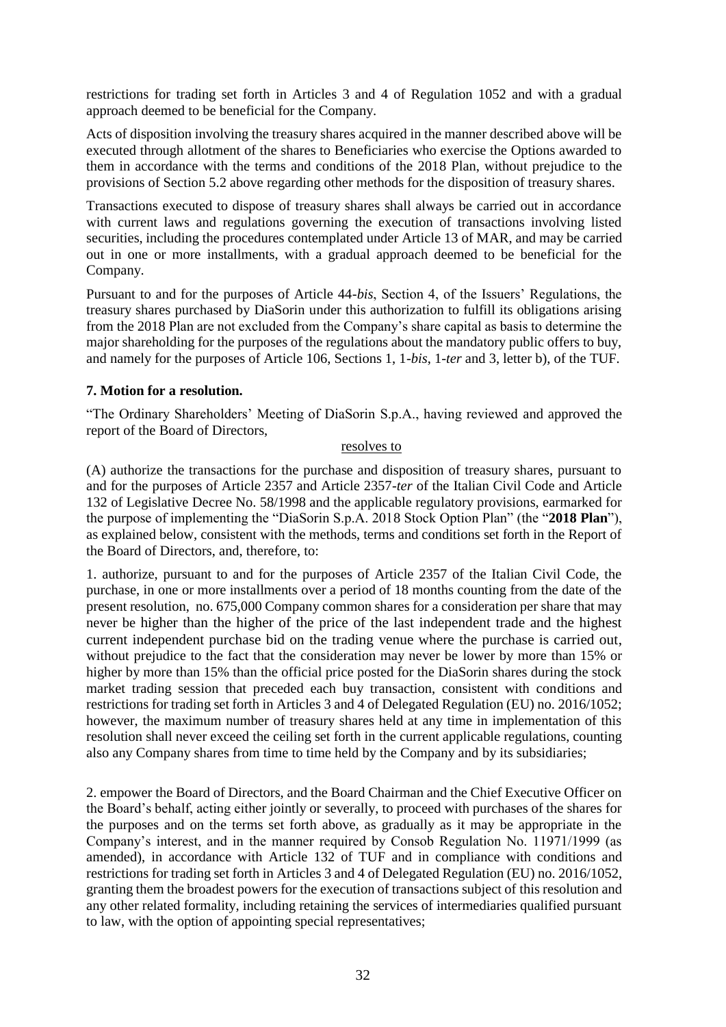restrictions for trading set forth in Articles 3 and 4 of Regulation 1052 and with a gradual approach deemed to be beneficial for the Company.

Acts of disposition involving the treasury shares acquired in the manner described above will be executed through allotment of the shares to Beneficiaries who exercise the Options awarded to them in accordance with the terms and conditions of the 2018 Plan, without prejudice to the provisions of Section 5.2 above regarding other methods for the disposition of treasury shares.

Transactions executed to dispose of treasury shares shall always be carried out in accordance with current laws and regulations governing the execution of transactions involving listed securities, including the procedures contemplated under Article 13 of MAR, and may be carried out in one or more installments, with a gradual approach deemed to be beneficial for the Company.

Pursuant to and for the purposes of Article 44-*bis*, Section 4, of the Issuers' Regulations, the treasury shares purchased by DiaSorin under this authorization to fulfill its obligations arising from the 2018 Plan are not excluded from the Company's share capital as basis to determine the major shareholding for the purposes of the regulations about the mandatory public offers to buy, and namely for the purposes of Article 106, Sections 1, 1-*bis*, 1-*ter* and 3, letter b), of the TUF.

**7. Motion for a resolution.**

"The Ordinary Shareholders' Meeting of DiaSorin S.p.A., having reviewed and approved the report of the Board of Directors,

<u>resolves to</u>

(A) authorize the transactions for the purchase and disposition of treasury shares, pursuant to and for the purposes of Article 2357 and Article 2357-*ter* of the Italian Civil Code and Article 132 of Legislative Decree No. 58/1998 and the applicable regulatory provisions, earmarked for the purpose of implementing the "DiaSorin S.p.A. 2018 Stock Option Plan" (the "**2018 Plan**"), as explained below, consistent with the methods, terms and conditions set forth in the Report of the Board of Directors, and, therefore, to:

1. authorize, pursuant to and for the purposes of Article 2357 of the Italian Civil Code, the purchase, in one or more installments over a period of 18 months counting from the date of the present resolution, no. 675,000 Company common shares for a consideration per share that may never be higher than the higher of the price of the last independent trade and the highest current independent purchase bid on the trading venue where the purchase is carried out, without prejudice to the fact that the consideration may never be lower by more than 15% or higher by more than 15% than the official price posted for the DiaSorin shares during the stock market trading session that preceded each buy transaction, consistent with conditions and restrictions for trading set forth in Articles 3 and 4 of Delegated Regulation (EU) no. 2016/1052; however, the maximum number of treasury shares held at any time in implementation of this resolution shall never exceed the ceiling set forth in the current applicable regulations, counting also any Company shares from time to time held by the Company and by its subsidiaries;

2. empower the Board of Directors, and the Board Chairman and the Chief Executive Officer on the Board's behalf, acting either jointly or severally, to proceed with purchases of the shares for the purposes and on the terms set forth above, as gradually as it may be appropriate in the Company's interest, and in the manner required by Consob Regulation No. 11971/1999 (as amended), in accordance with Article 132 of TUF and in compliance with conditions and restrictions for trading set forth in Articles 3 and 4 of Delegated Regulation (EU) no. 2016/1052, granting them the broadest powers for the execution of transactions subject of this resolution and any other related formality, including retaining the services of intermediaries qualified pursuant to law, with the option of appointing special representatives;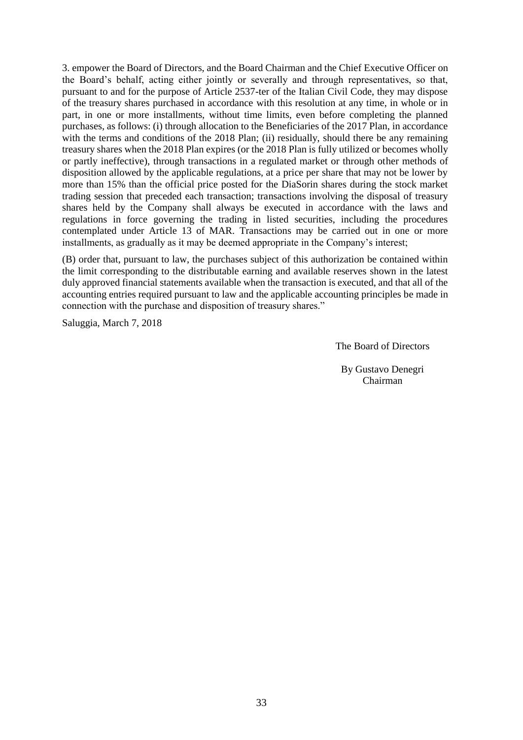3. empower the Board of Directors, and the Board Chairman and the Chief Executive Officer on the Board's behalf, acting either jointly or severally and through representatives, so that, pursuant to and for the purpose of Article 2537-ter of the Italian Civil Code, they may dispose of the treasury shares purchased in accordance with this resolution at any time, in whole or in part, in one or more installments, without time limits, even before completing the planned purchases, as follows: (i) through allocation to the Beneficiaries of the 2017 Plan, in accordance with the terms and conditions of the 2018 Plan; (ii) residually, should there be any remaining treasury shares when the 2018 Plan expires (or the 2018 Plan is fully utilized or becomes wholly or partly ineffective), through transactions in a regulated market or through other methods of disposition allowed by the applicable regulations, at a price per share that may not be lower by more than 15% than the official price posted for the DiaSorin shares during the stock market trading session that preceded each transaction; transactions involving the disposal of treasury shares held by the Company shall always be executed in accordance with the laws and regulations in force governing the trading in listed securities, including the procedures contemplated under Article 13 of MAR. Transactions may be carried out in one or more installments, as gradually as it may be deemed appropriate in the Company's interest;

(B) order that, pursuant to law, the purchases subject of this authorization be contained within the limit corresponding to the distributable earning and available reserves shown in the latest duly approved financial statements available when the transaction is executed, and that all of the accounting entries required pursuant to law and the applicable accounting principles be made in connection with the purchase and disposition of treasury shares."

Saluggia, March 7, 2018

The Board of Directors

By Gustavo Denegri
Chairman